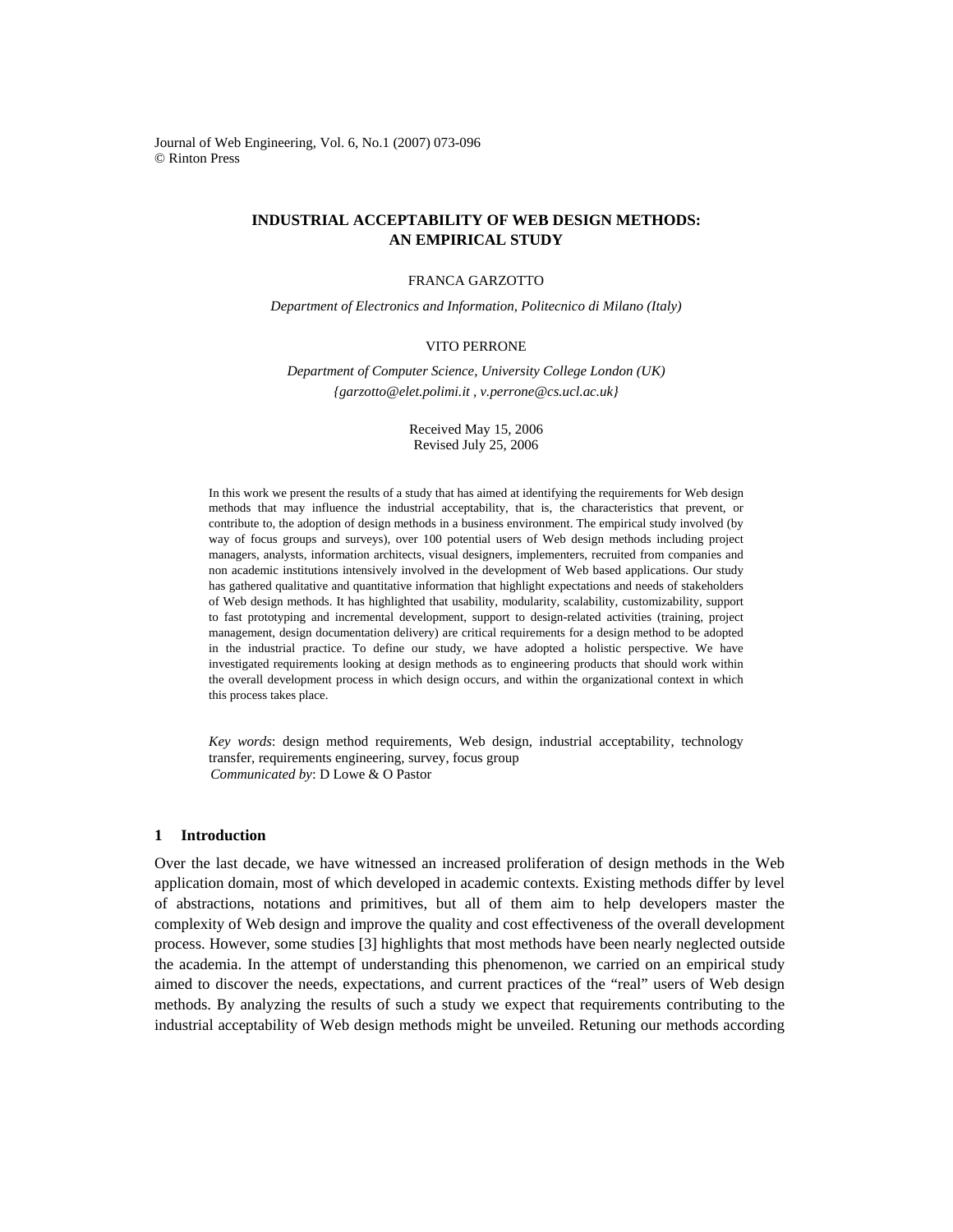Journal of Web Engineering, Vol. 6, No.1 (2007) 073-096
© Rinton Press

# INDUSTRIAL ACCEPTABILITY OF WEB DESIGN METHODS: AN EMPIRICAL STUDY

FRANCA GARZOTTO

*Department of Electronics and Information, Politecnico di Milano (Italy)*

VITO PERRONE

*Department of Computer Science, University College London (UK)*
*{garzotto@elet.polimi.it , v.perrone@cs.ucl.ac.uk}*

Received May 15, 2006
Revised July 25, 2006

In this work we present the results of a study that has aimed at identifying the requirements for Web design methods that may influence the industrial acceptability, that is, the characteristics that prevent, or contribute to, the adoption of design methods in a business environment. The empirical study involved (by way of focus groups and surveys), over 100 potential users of Web design methods including project managers, analysts, information architects, visual designers, implementers, recruited from companies and non academic institutions intensively involved in the development of Web based applications. Our study has gathered qualitative and quantitative information that highlight expectations and needs of stakeholders of Web design methods. It has highlighted that usability, modularity, scalability, customizability, support to fast prototyping and incremental development, support to design-related activities (training, project management, design documentation delivery) are critical requirements for a design method to be adopted in the industrial practice. To define our study, we have adopted a holistic perspective. We have investigated requirements looking at design methods as to engineering products that should work within the overall development process in which design occurs, and within the organizational context in which this process takes place.

*Key words*: design method requirements, Web design, industrial acceptability, technology transfer, requirements engineering, survey, focus group
*Communicated by*: D Lowe & O Pastor

## 1 Introduction

Over the last decade, we have witnessed an increased proliferation of design methods in the Web application domain, most of which developed in academic contexts. Existing methods differ by level of abstractions, notations and primitives, but all of them aim to help developers master the complexity of Web design and improve the quality and cost effectiveness of the overall development process. However, some studies [3] highlights that most methods have been nearly neglected outside the academia. In the attempt of understanding this phenomenon, we carried on an empirical study aimed to discover the needs, expectations, and current practices of the "real" users of Web design methods. By analyzing the results of such a study we expect that requirements contributing to the industrial acceptability of Web design methods might be unveiled. Retuning our methods according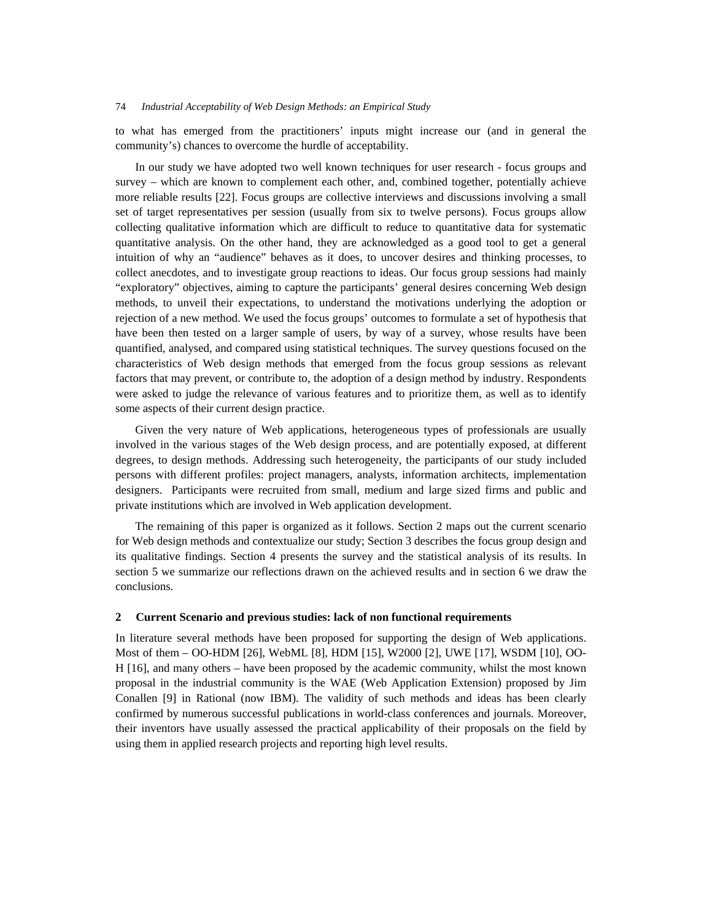to what has emerged from the practitioners' inputs might increase our (and in general the community's) chances to overcome the hurdle of acceptability.

In our study we have adopted two well known techniques for user research - focus groups and survey – which are known to complement each other, and, combined together, potentially achieve more reliable results [22]. Focus groups are collective interviews and discussions involving a small set of target representatives per session (usually from six to twelve persons). Focus groups allow collecting qualitative information which are difficult to reduce to quantitative data for systematic quantitative analysis. On the other hand, they are acknowledged as a good tool to get a general intuition of why an "audience" behaves as it does, to uncover desires and thinking processes, to collect anecdotes, and to investigate group reactions to ideas. Our focus group sessions had mainly "exploratory" objectives, aiming to capture the participants' general desires concerning Web design methods, to unveil their expectations, to understand the motivations underlying the adoption or rejection of a new method. We used the focus groups' outcomes to formulate a set of hypothesis that have been then tested on a larger sample of users, by way of a survey, whose results have been quantified, analysed, and compared using statistical techniques. The survey questions focused on the characteristics of Web design methods that emerged from the focus group sessions as relevant factors that may prevent, or contribute to, the adoption of a design method by industry. Respondents were asked to judge the relevance of various features and to prioritize them, as well as to identify some aspects of their current design practice.

Given the very nature of Web applications, heterogeneous types of professionals are usually involved in the various stages of the Web design process, and are potentially exposed, at different degrees, to design methods. Addressing such heterogeneity, the participants of our study included persons with different profiles: project managers, analysts, information architects, implementation designers. Participants were recruited from small, medium and large sized firms and public and private institutions which are involved in Web application development.

The remaining of this paper is organized as it follows. Section 2 maps out the current scenario for Web design methods and contextualize our study; Section 3 describes the focus group design and its qualitative findings. Section 4 presents the survey and the statistical analysis of its results. In section 5 we summarize our reflections drawn on the achieved results and in section 6 we draw the conclusions.

## 2 Current Scenario and previous studies: lack of non functional requirements

In literature several methods have been proposed for supporting the design of Web applications. Most of them – OO-HDM [26], WebML [8], HDM [15], W2000 [2], UWE [17], WSDM [10], OO-H [16], and many others – have been proposed by the academic community, whilst the most known proposal in the industrial community is the WAE (Web Application Extension) proposed by Jim Conallen [9] in Rational (now IBM). The validity of such methods and ideas has been clearly confirmed by numerous successful publications in world-class conferences and journals. Moreover, their inventors have usually assessed the practical applicability of their proposals on the field by using them in applied research projects and reporting high level results.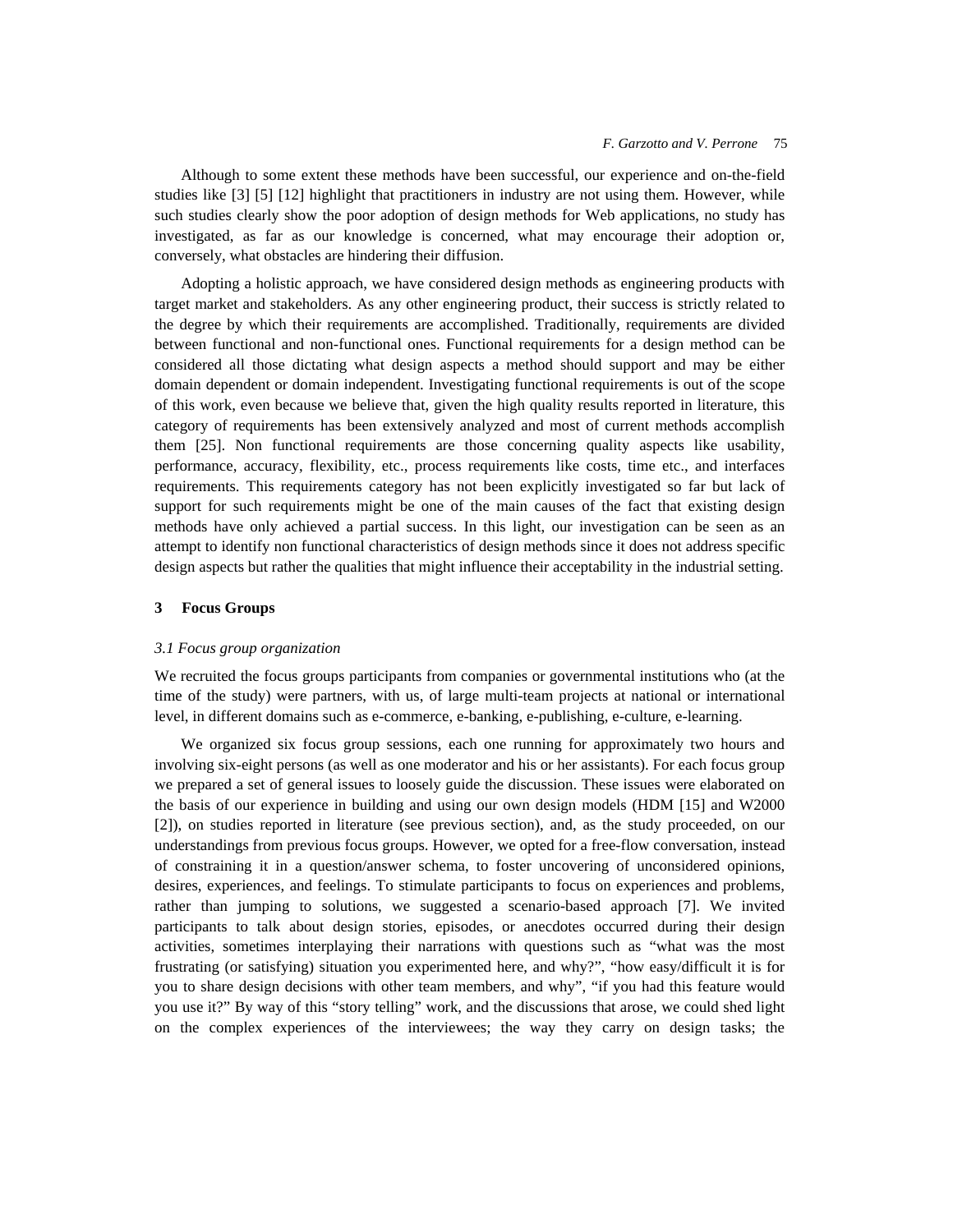Although to some extent these methods have been successful, our experience and on-the-field studies like [3] [5] [12] highlight that practitioners in industry are not using them. However, while such studies clearly show the poor adoption of design methods for Web applications, no study has investigated, as far as our knowledge is concerned, what may encourage their adoption or, conversely, what obstacles are hindering their diffusion.

Adopting a holistic approach, we have considered design methods as engineering products with target market and stakeholders. As any other engineering product, their success is strictly related to the degree by which their requirements are accomplished. Traditionally, requirements are divided between functional and non-functional ones. Functional requirements for a design method can be considered all those dictating what design aspects a method should support and may be either domain dependent or domain independent. Investigating functional requirements is out of the scope of this work, even because we believe that, given the high quality results reported in literature, this category of requirements has been extensively analyzed and most of current methods accomplish them [25]. Non functional requirements are those concerning quality aspects like usability, performance, accuracy, flexibility, etc., process requirements like costs, time etc., and interfaces requirements. This requirements category has not been explicitly investigated so far but lack of support for such requirements might be one of the main causes of the fact that existing design methods have only achieved a partial success. In this light, our investigation can be seen as an attempt to identify non functional characteristics of design methods since it does not address specific design aspects but rather the qualities that might influence their acceptability in the industrial setting.

## 3 Focus Groups

### *3.1 Focus group organization*

We recruited the focus groups participants from companies or governmental institutions who (at the time of the study) were partners, with us, of large multi-team projects at national or international level, in different domains such as e-commerce, e-banking, e-publishing, e-culture, e-learning.

We organized six focus group sessions, each one running for approximately two hours and involving six-eight persons (as well as one moderator and his or her assistants). For each focus group we prepared a set of general issues to loosely guide the discussion. These issues were elaborated on the basis of our experience in building and using our own design models (HDM [15] and W2000 [2]), on studies reported in literature (see previous section), and, as the study proceeded, on our understandings from previous focus groups. However, we opted for a free-flow conversation, instead of constraining it in a question/answer schema, to foster uncovering of unconsidered opinions, desires, experiences, and feelings. To stimulate participants to focus on experiences and problems, rather than jumping to solutions, we suggested a scenario-based approach [7]. We invited participants to talk about design stories, episodes, or anecdotes occurred during their design activities, sometimes interplaying their narrations with questions such as "what was the most frustrating (or satisfying) situation you experimented here, and why?", "how easy/difficult it is for you to share design decisions with other team members, and why", "if you had this feature would you use it?" By way of this "story telling" work, and the discussions that arose, we could shed light on the complex experiences of the interviewees; the way they carry on design tasks; the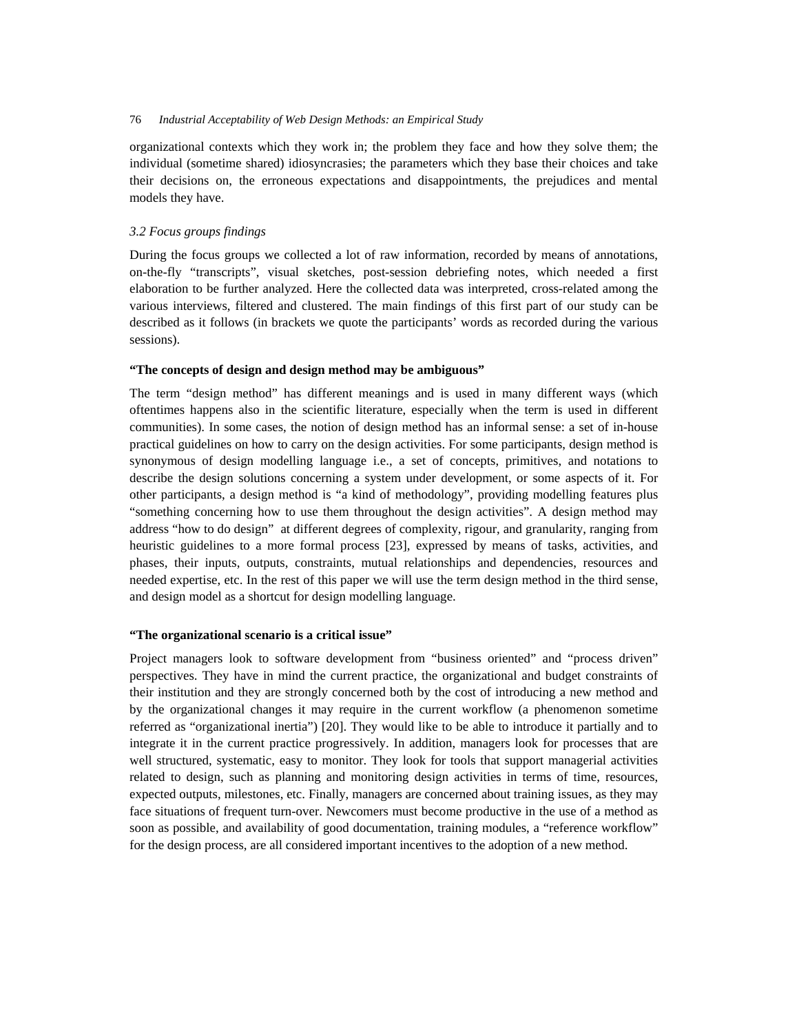organizational contexts which they work in; the problem they face and how they solve them; the individual (sometime shared) idiosyncrasies; the parameters which they base their choices and take their decisions on, the erroneous expectations and disappointments, the prejudices and mental models they have.

### *3.2 Focus groups findings*

During the focus groups we collected a lot of raw information, recorded by means of annotations, on-the-fly "transcripts", visual sketches, post-session debriefing notes, which needed a first elaboration to be further analyzed. Here the collected data was interpreted, cross-related among the various interviews, filtered and clustered. The main findings of this first part of our study can be described as it follows (in brackets we quote the participants' words as recorded during the various sessions).

**"The concepts of design and design method may be ambiguous"**

The term "design method" has different meanings and is used in many different ways (which oftentimes happens also in the scientific literature, especially when the term is used in different communities). In some cases, the notion of design method has an informal sense: a set of in-house practical guidelines on how to carry on the design activities. For some participants, design method is synonymous of design modelling language i.e., a set of concepts, primitives, and notations to describe the design solutions concerning a system under development, or some aspects of it. For other participants, a design method is "a kind of methodology", providing modelling features plus "something concerning how to use them throughout the design activities". A design method may address "how to do design" at different degrees of complexity, rigour, and granularity, ranging from heuristic guidelines to a more formal process [23], expressed by means of tasks, activities, and phases, their inputs, outputs, constraints, mutual relationships and dependencies, resources and needed expertise, etc. In the rest of this paper we will use the term design method in the third sense, and design model as a shortcut for design modelling language.

**"The organizational scenario is a critical issue"**

Project managers look to software development from "business oriented" and "process driven" perspectives. They have in mind the current practice, the organizational and budget constraints of their institution and they are strongly concerned both by the cost of introducing a new method and by the organizational changes it may require in the current workflow (a phenomenon sometime referred as "organizational inertia") [20]. They would like to be able to introduce it partially and to integrate it in the current practice progressively. In addition, managers look for processes that are well structured, systematic, easy to monitor. They look for tools that support managerial activities related to design, such as planning and monitoring design activities in terms of time, resources, expected outputs, milestones, etc. Finally, managers are concerned about training issues, as they may face situations of frequent turn-over. Newcomers must become productive in the use of a method as soon as possible, and availability of good documentation, training modules, a "reference workflow" for the design process, are all considered important incentives to the adoption of a new method.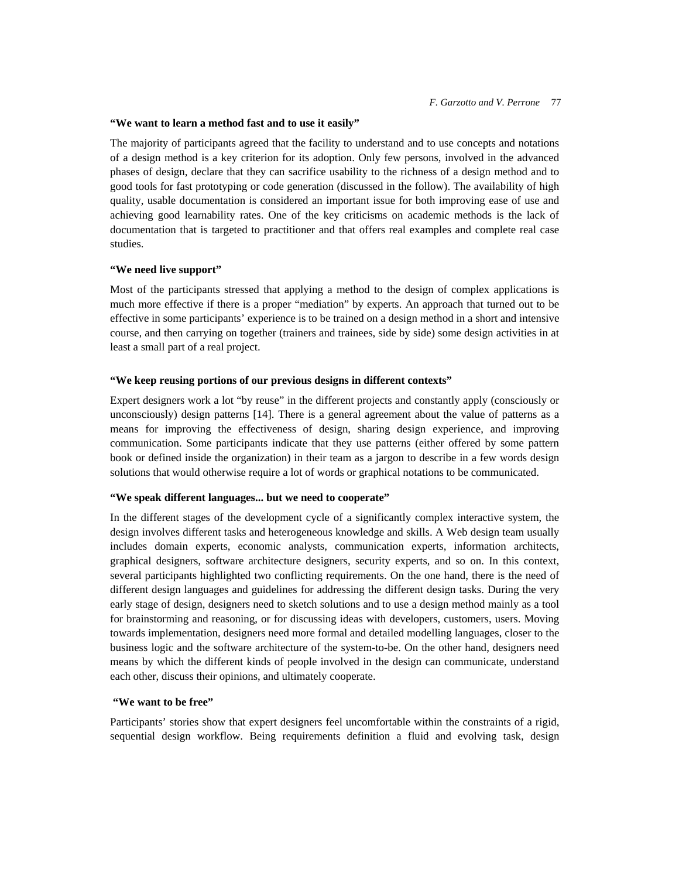**“We want to learn a method fast and to use it easily”**

The majority of participants agreed that the facility to understand and to use concepts and notations of a design method is a key criterion for its adoption. Only few persons, involved in the advanced phases of design, declare that they can sacrifice usability to the richness of a design method and to good tools for fast prototyping or code generation (discussed in the follow). The availability of high quality, usable documentation is considered an important issue for both improving ease of use and achieving good learnability rates. One of the key criticisms on academic methods is the lack of documentation that is targeted to practitioner and that offers real examples and complete real case studies.

**“We need live support”**

Most of the participants stressed that applying a method to the design of complex applications is much more effective if there is a proper “mediation” by experts. An approach that turned out to be effective in some participants’ experience is to be trained on a design method in a short and intensive course, and then carrying on together (trainers and trainees, side by side) some design activities in at least a small part of a real project.

**“We keep reusing portions of our previous designs in different contexts”**

Expert designers work a lot “by reuse” in the different projects and constantly apply (consciously or unconsciously) design patterns [14]. There is a general agreement about the value of patterns as a means for improving the effectiveness of design, sharing design experience, and improving communication. Some participants indicate that they use patterns (either offered by some pattern book or defined inside the organization) in their team as a jargon to describe in a few words design solutions that would otherwise require a lot of words or graphical notations to be communicated.

**“We speak different languages... but we need to cooperate”**

In the different stages of the development cycle of a significantly complex interactive system, the design involves different tasks and heterogeneous knowledge and skills. A Web design team usually includes domain experts, economic analysts, communication experts, information architects, graphical designers, software architecture designers, security experts, and so on. In this context, several participants highlighted two conflicting requirements. On the one hand, there is the need of different design languages and guidelines for addressing the different design tasks. During the very early stage of design, designers need to sketch solutions and to use a design method mainly as a tool for brainstorming and reasoning, or for discussing ideas with developers, customers, users. Moving towards implementation, designers need more formal and detailed modelling languages, closer to the business logic and the software architecture of the system-to-be. On the other hand, designers need means by which the different kinds of people involved in the design can communicate, understand each other, discuss their opinions, and ultimately cooperate.

**“We want to be free”**

Participants’ stories show that expert designers feel uncomfortable within the constraints of a rigid, sequential design workflow. Being requirements definition a fluid and evolving task, design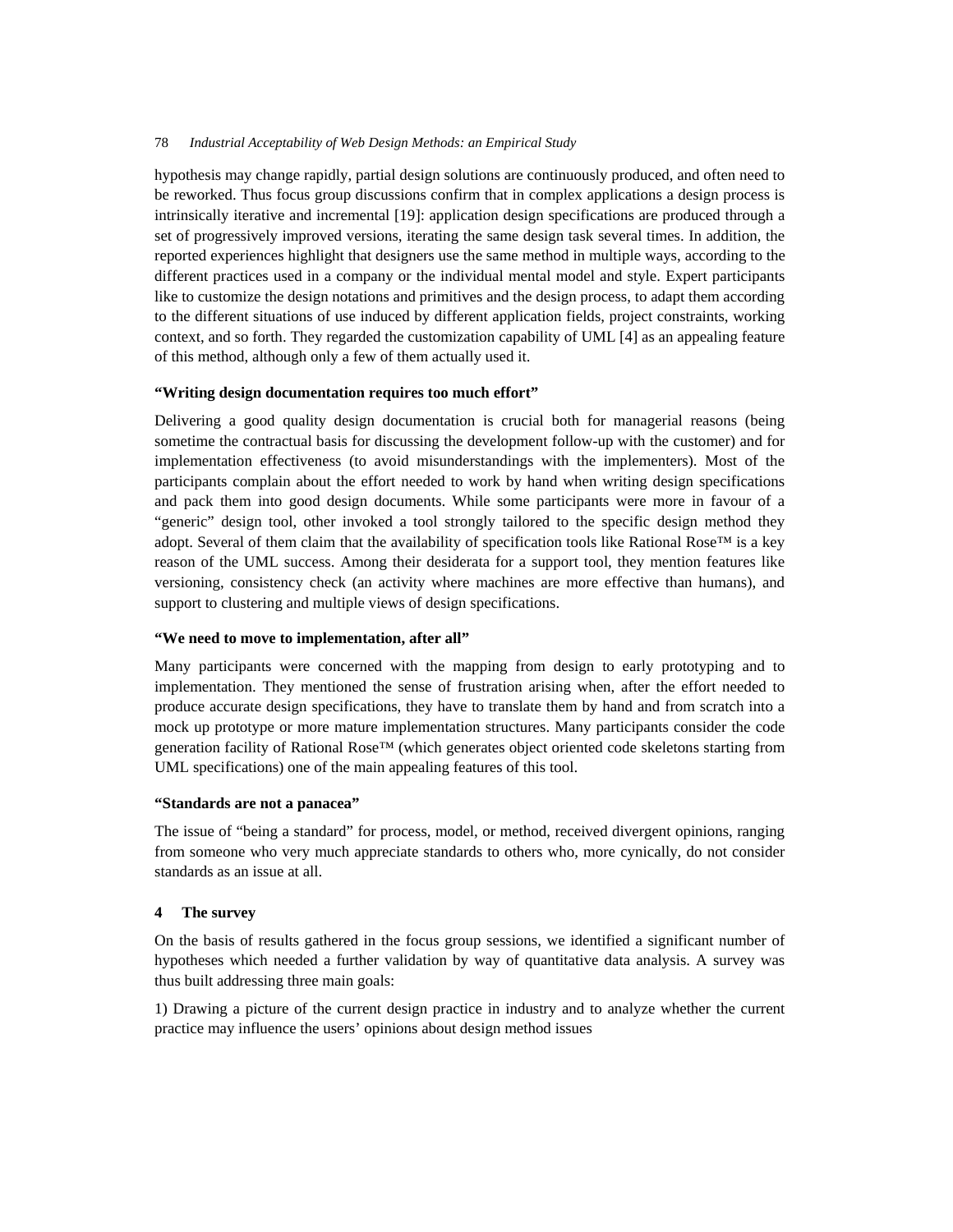hypothesis may change rapidly, partial design solutions are continuously produced, and often need to be reworked. Thus focus group discussions confirm that in complex applications a design process is intrinsically iterative and incremental [19]: application design specifications are produced through a set of progressively improved versions, iterating the same design task several times. In addition, the reported experiences highlight that designers use the same method in multiple ways, according to the different practices used in a company or the individual mental model and style. Expert participants like to customize the design notations and primitives and the design process, to adapt them according to the different situations of use induced by different application fields, project constraints, working context, and so forth. They regarded the customization capability of UML [4] as an appealing feature of this method, although only a few of them actually used it.

**"Writing design documentation requires too much effort"**

Delivering a good quality design documentation is crucial both for managerial reasons (being sometime the contractual basis for discussing the development follow-up with the customer) and for implementation effectiveness (to avoid misunderstandings with the implementers). Most of the participants complain about the effort needed to work by hand when writing design specifications and pack them into good design documents. While some participants were more in favour of a "generic" design tool, other invoked a tool strongly tailored to the specific design method they adopt. Several of them claim that the availability of specification tools like Rational Rose™ is a key reason of the UML success. Among their desiderata for a support tool, they mention features like versioning, consistency check (an activity where machines are more effective than humans), and support to clustering and multiple views of design specifications.

**"We need to move to implementation, after all"**

Many participants were concerned with the mapping from design to early prototyping and to implementation. They mentioned the sense of frustration arising when, after the effort needed to produce accurate design specifications, they have to translate them by hand and from scratch into a mock up prototype or more mature implementation structures. Many participants consider the code generation facility of Rational Rose™ (which generates object oriented code skeletons starting from UML specifications) one of the main appealing features of this tool.

**"Standards are not a panacea"**

The issue of "being a standard" for process, model, or method, received divergent opinions, ranging from someone who very much appreciate standards to others who, more cynically, do not consider standards as an issue at all.

## 4 The survey

On the basis of results gathered in the focus group sessions, we identified a significant number of hypotheses which needed a further validation by way of quantitative data analysis. A survey was thus built addressing three main goals:

1) Drawing a picture of the current design practice in industry and to analyze whether the current practice may influence the users' opinions about design method issues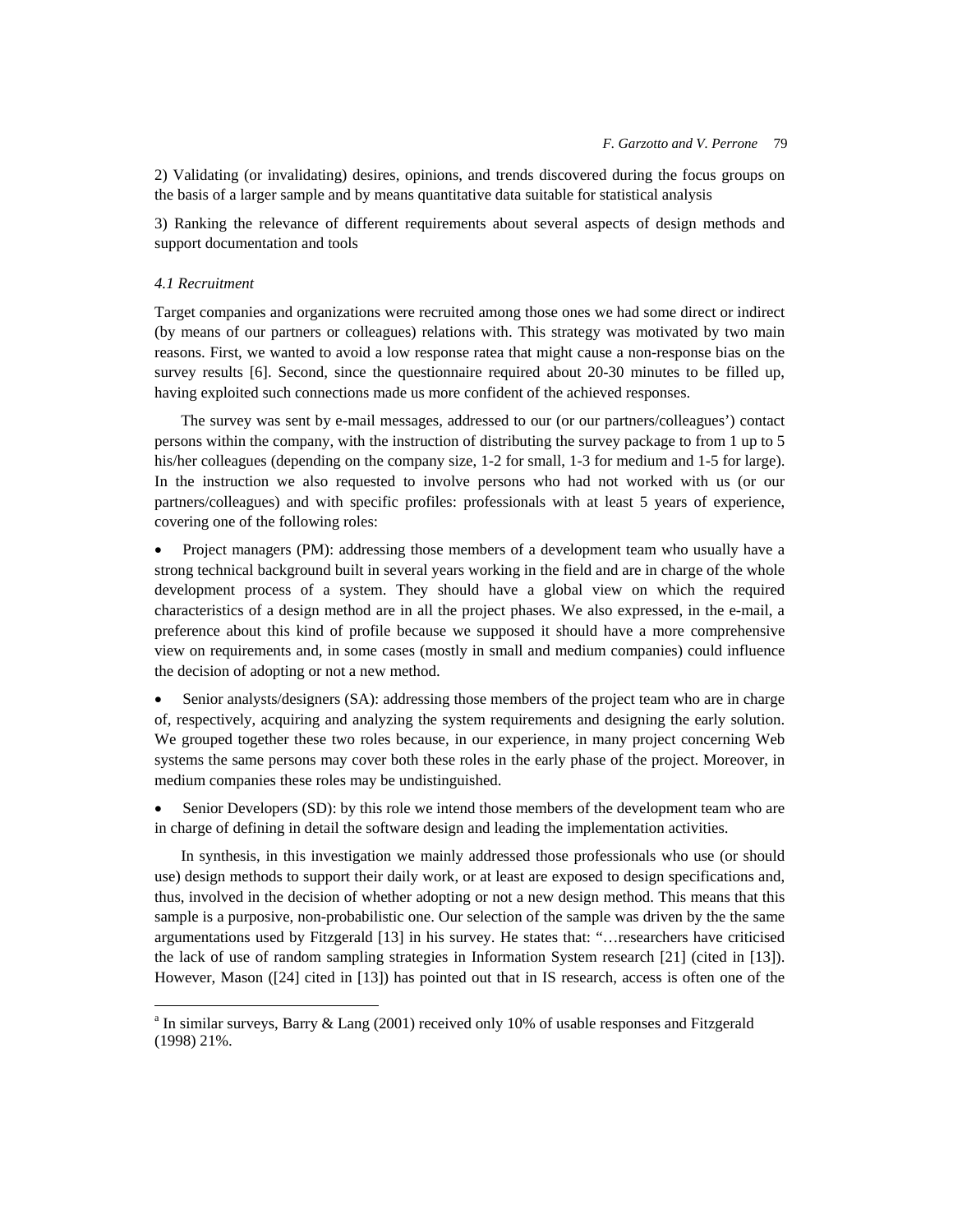2) Validating (or invalidating) desires, opinions, and trends discovered during the focus groups on the basis of a larger sample and by means quantitative data suitable for statistical analysis

3) Ranking the relevance of different requirements about several aspects of design methods and support documentation and tools

### *4.1 Recruitment*

Target companies and organizations were recruited among those ones we had some direct or indirect (by means of our partners or colleagues) relations with. This strategy was motivated by two main reasons. First, we wanted to avoid a low response rate[a] that might cause a non-response bias on the survey results [6]. Second, since the questionnaire required about 20-30 minutes to be filled up, having exploited such connections made us more confident of the achieved responses.

The survey was sent by e-mail messages, addressed to our (or our partners/colleagues') contact persons within the company, with the instruction of distributing the survey package to from 1 up to 5 his/her colleagues (depending on the company size, 1-2 for small, 1-3 for medium and 1-5 for large). In the instruction we also requested to involve persons who had not worked with us (or our partners/colleagues) and with specific profiles: professionals with at least 5 years of experience, covering one of the following roles:

- Project managers (PM): addressing those members of a development team who usually have a strong technical background built in several years working in the field and are in charge of the whole development process of a system. They should have a global view on which the required characteristics of a design method are in all the project phases. We also expressed, in the e-mail, a preference about this kind of profile because we supposed it should have a more comprehensive view on requirements and, in some cases (mostly in small and medium companies) could influence the decision of adopting or not a new method.
- Senior analysts/designers (SA): addressing those members of the project team who are in charge of, respectively, acquiring and analyzing the system requirements and designing the early solution. We grouped together these two roles because, in our experience, in many project concerning Web systems the same persons may cover both these roles in the early phase of the project. Moreover, in medium companies these roles may be undistinguished.
- Senior Developers (SD): by this role we intend those members of the development team who are in charge of defining in detail the software design and leading the implementation activities.

In synthesis, in this investigation we mainly addressed those professionals who use (or should use) design methods to support their daily work, or at least are exposed to design specifications and, thus, involved in the decision of whether adopting or not a new design method. This means that this sample is a purposive, non-probabilistic one. Our selection of the sample was driven by the the same argumentations used by Fitzgerald [13] in his survey. He states that: "…researchers have criticised the lack of use of random sampling strategies in Information System research [21] (cited in [13]). However, Mason ([24] cited in [13]) has pointed out that in IS research, access is often one of the

---

[a] In similar surveys, Barry & Lang (2001) received only 10% of usable responses and Fitzgerald (1998) 21%.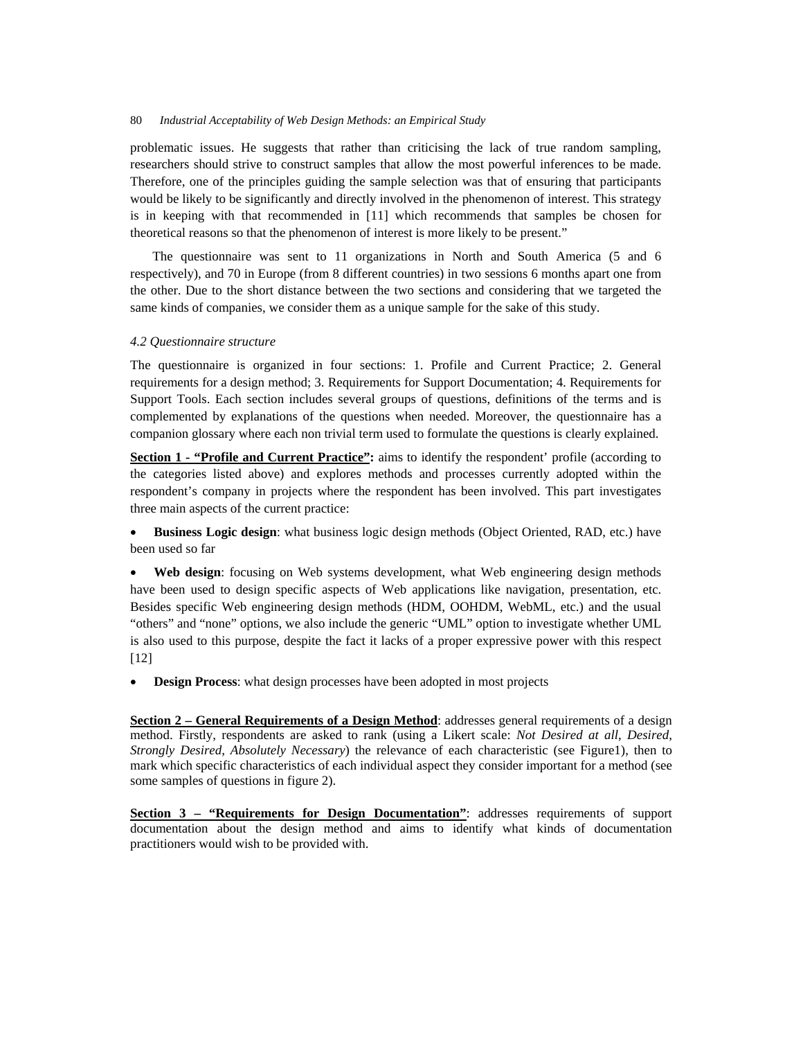problematic issues. He suggests that rather than criticising the lack of true random sampling, researchers should strive to construct samples that allow the most powerful inferences to be made. Therefore, one of the principles guiding the sample selection was that of ensuring that participants would be likely to be significantly and directly involved in the phenomenon of interest. This strategy is in keeping with that recommended in [11] which recommends that samples be chosen for theoretical reasons so that the phenomenon of interest is more likely to be present."

The questionnaire was sent to 11 organizations in North and South America (5 and 6 respectively), and 70 in Europe (from 8 different countries) in two sessions 6 months apart one from the other. Due to the short distance between the two sections and considering that we targeted the same kinds of companies, we consider them as a unique sample for the sake of this study.

### *4.2 Questionnaire structure*

The questionnaire is organized in four sections: 1. Profile and Current Practice; 2. General requirements for a design method; 3. Requirements for Support Documentation; 4. Requirements for Support Tools. Each section includes several groups of questions, definitions of the terms and is complemented by explanations of the questions when needed. Moreover, the questionnaire has a companion glossary where each non trivial term used to formulate the questions is clearly explained.

**Section 1 - "Profile and Current Practice":** aims to identify the respondent' profile (according to the categories listed above) and explores methods and processes currently adopted within the respondent's company in projects where the respondent has been involved. This part investigates three main aspects of the current practice:

- **Business Logic design**: what business logic design methods (Object Oriented, RAD, etc.) have been used so far
- **Web design**: focusing on Web systems development, what Web engineering design methods have been used to design specific aspects of Web applications like navigation, presentation, etc. Besides specific Web engineering design methods (HDM, OOHDM, WebML, etc.) and the usual "others" and "none" options, we also include the generic "UML" option to investigate whether UML is also used to this purpose, despite the fact it lacks of a proper expressive power with this respect [12]
- **Design Process**: what design processes have been adopted in most projects

**Section 2 – General Requirements of a Design Method**: addresses general requirements of a design method. Firstly, respondents are asked to rank (using a Likert scale: *Not Desired at all*, *Desired*, *Strongly Desired*, *Absolutely Necessary*) the relevance of each characteristic (see Figure1), then to mark which specific characteristics of each individual aspect they consider important for a method (see some samples of questions in figure 2).

**Section 3 – "Requirements for Design Documentation"**: addresses requirements of support documentation about the design method and aims to identify what kinds of documentation practitioners would wish to be provided with.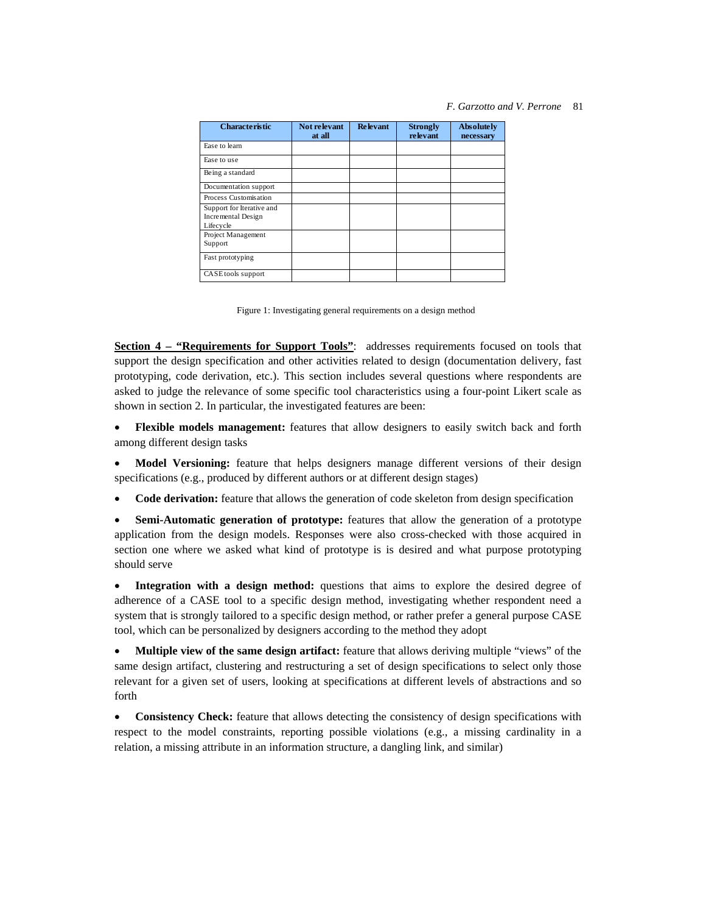| Characteristic | Not relevant at all | Relevant | Strongly relevant | Absolutely necessary |
|---|---|---|---|---|
| Ease to learn | | | | |
| Ease to use | | | | |
| Being a standard | | | | |
| Documentation support | | | | |
| Process Customisation | | | | |
| Support for Iterative and Incremental Design Lifecycle | | | | |
| Project Management Support | | | | |
| Fast prototyping | | | | |
| CASE tools support | | | | |

Figure 1: Investigating general requirements on a design method

**Section 4 – "Requirements for Support Tools"**: addresses requirements focused on tools that support the design specification and other activities related to design (documentation delivery, fast prototyping, code derivation, etc.). This section includes several questions where respondents are asked to judge the relevance of some specific tool characteristics using a four-point Likert scale as shown in section 2. In particular, the investigated features are been:

- **Flexible models management:** features that allow designers to easily switch back and forth among different design tasks
- **Model Versioning:** feature that helps designers manage different versions of their design specifications (e.g., produced by different authors or at different design stages)
- **Code derivation:** feature that allows the generation of code skeleton from design specification
- **Semi-Automatic generation of prototype:** features that allow the generation of a prototype application from the design models. Responses were also cross-checked with those acquired in section one where we asked what kind of prototype is is desired and what purpose prototyping should serve
- **Integration with a design method:** questions that aims to explore the desired degree of adherence of a CASE tool to a specific design method, investigating whether respondent need a system that is strongly tailored to a specific design method, or rather prefer a general purpose CASE tool, which can be personalized by designers according to the method they adopt
- **Multiple view of the same design artifact:** feature that allows deriving multiple "views" of the same design artifact, clustering and restructuring a set of design specifications to select only those relevant for a given set of users, looking at specifications at different levels of abstractions and so forth
- **Consistency Check:** feature that allows detecting the consistency of design specifications with respect to the model constraints, reporting possible violations (e.g., a missing cardinality in a relation, a missing attribute in an information structure, a dangling link, and similar)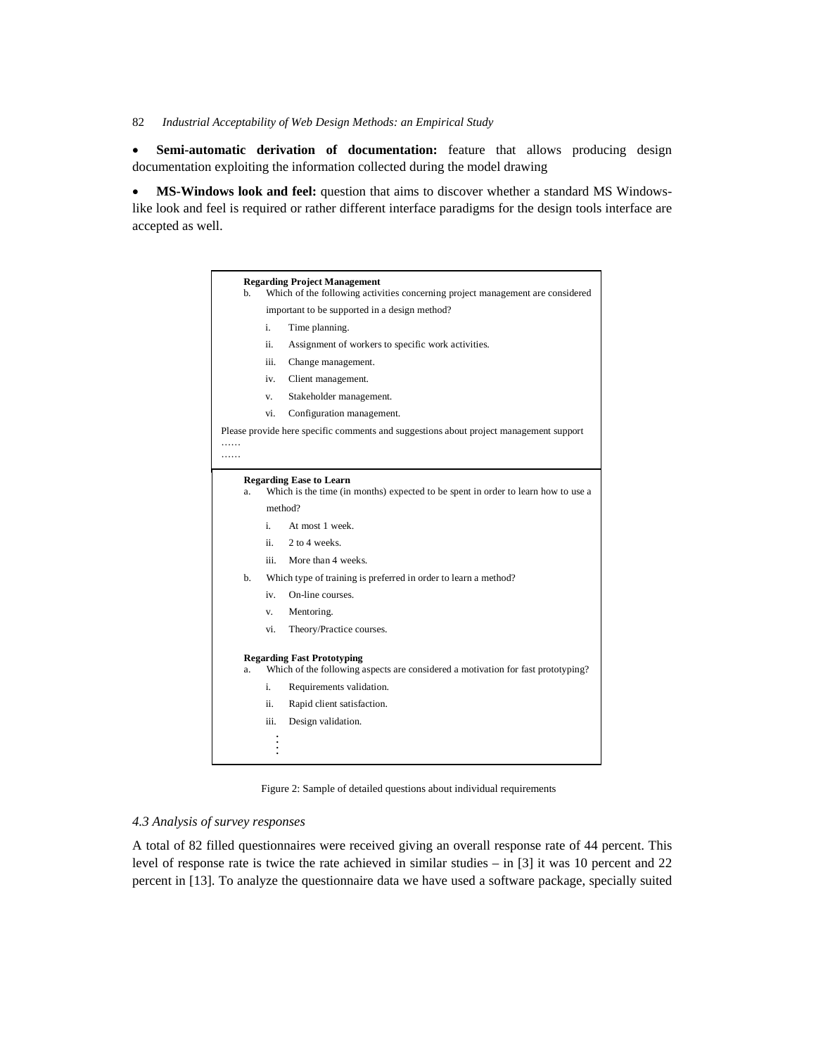- **Semi-automatic derivation of documentation:** feature that allows producing design documentation exploiting the information collected during the model drawing

- **MS-Windows look and feel:** question that aims to discover whether a standard MS Windows-like look and feel is required or rather different interface paradigms for the design tools interface are accepted as well.

**Regarding Project Management**

b. Which of the following activities concerning project management are considered important to be supported in a design method?
   - i. Time planning.
   - ii. Assignment of workers to specific work activities.
   - iii. Change management.
   - iv. Client management.
   - v. Stakeholder management.
   - vi. Configuration management.

Please provide here specific comments and suggestions about project management support
……
……

**Regarding Ease to Learn**

a. Which is the time (in months) expected to be spent in order to learn how to use a method?
   - i. At most 1 week.
   - ii. 2 to 4 weeks.
   - iii. More than 4 weeks.

b. Which type of training is preferred in order to learn a method?
   - iv. On-line courses.
   - v. Mentoring.
   - vi. Theory/Practice courses.

**Regarding Fast Prototyping**

a. Which of the following aspects are considered a motivation for fast prototyping?
   - i. Requirements validation.
   - ii. Rapid client satisfaction.
   - iii. Design validation.

⋮

Figure 2: Sample of detailed questions about individual requirements

### *4.3 Analysis of survey responses*

A total of 82 filled questionnaires were received giving an overall response rate of 44 percent. This level of response rate is twice the rate achieved in similar studies – in [3] it was 10 percent and 22 percent in [13]. To analyze the questionnaire data we have used a software package, specially suited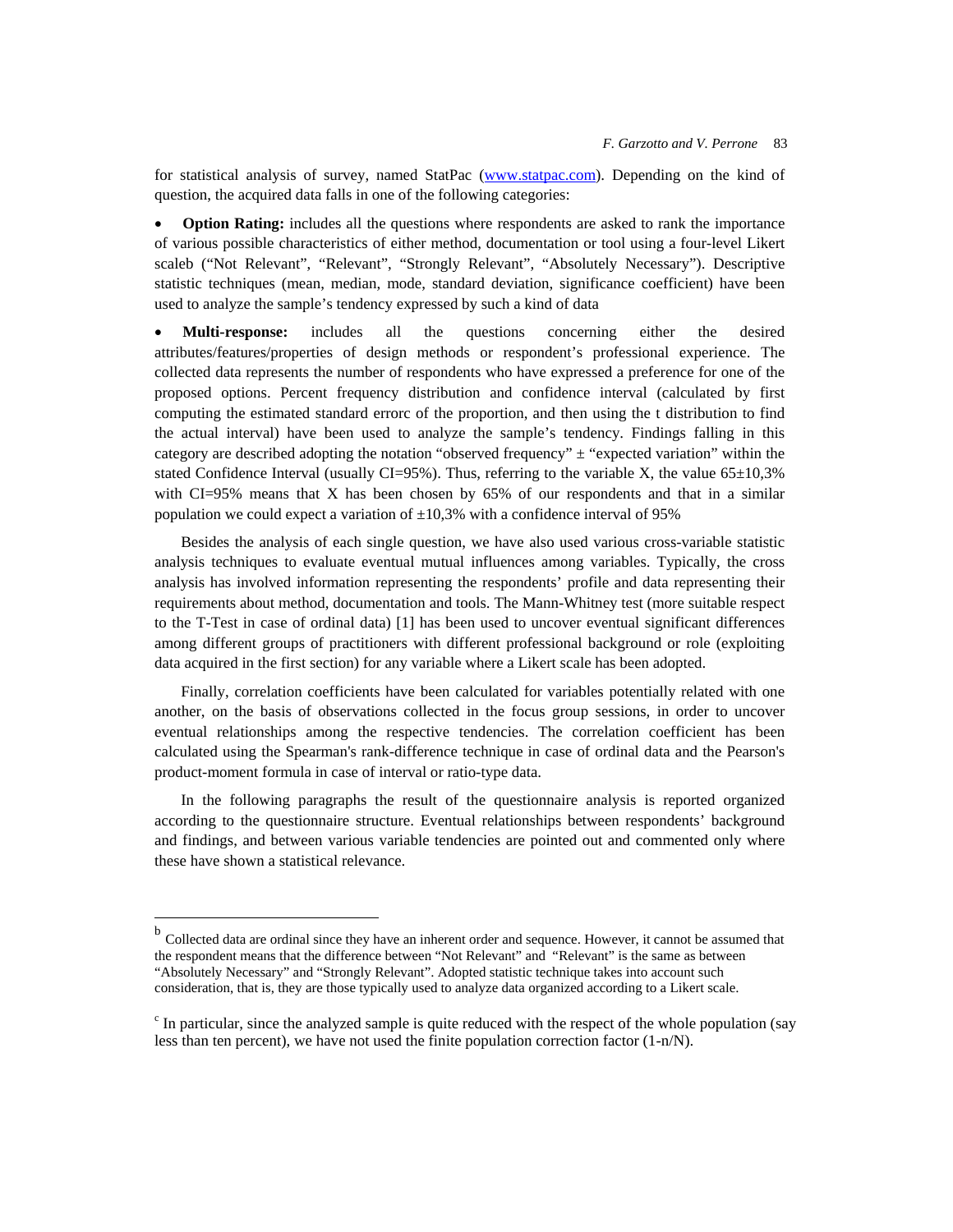for statistical analysis of survey, named StatPac (www.statpac.com). Depending on the kind of question, the acquired data falls in one of the following categories:

- **Option Rating:** includes all the questions where respondents are asked to rank the importance of various possible characteristics of either method, documentation or tool using a four-level Likert scale[b] ("Not Relevant", "Relevant", "Strongly Relevant", "Absolutely Necessary"). Descriptive statistic techniques (mean, median, mode, standard deviation, significance coefficient) have been used to analyze the sample's tendency expressed by such a kind of data
- **Multi-response:** includes all the questions concerning either the desired attributes/features/properties of design methods or respondent's professional experience. The collected data represents the number of respondents who have expressed a preference for one of the proposed options. Percent frequency distribution and confidence interval (calculated by first computing the estimated standard error[c] of the proportion, and then using the t distribution to find the actual interval) have been used to analyze the sample's tendency. Findings falling in this category are described adopting the notation "observed frequency" ± "expected variation" within the stated Confidence Interval (usually CI=95%). Thus, referring to the variable X, the value 65±10,3% with CI=95% means that X has been chosen by 65% of our respondents and that in a similar population we could expect a variation of ±10,3% with a confidence interval of 95%

Besides the analysis of each single question, we have also used various cross-variable statistic analysis techniques to evaluate eventual mutual influences among variables. Typically, the cross analysis has involved information representing the respondents' profile and data representing their requirements about method, documentation and tools. The Mann-Whitney test (more suitable respect to the T-Test in case of ordinal data) [1] has been used to uncover eventual significant differences among different groups of practitioners with different professional background or role (exploiting data acquired in the first section) for any variable where a Likert scale has been adopted.

Finally, correlation coefficients have been calculated for variables potentially related with one another, on the basis of observations collected in the focus group sessions, in order to uncover eventual relationships among the respective tendencies. The correlation coefficient has been calculated using the Spearman's rank-difference technique in case of ordinal data and the Pearson's product-moment formula in case of interval or ratio-type data.

In the following paragraphs the result of the questionnaire analysis is reported organized according to the questionnaire structure. Eventual relationships between respondents' background and findings, and between various variable tendencies are pointed out and commented only where these have shown a statistical relevance.

---

[b] Collected data are ordinal since they have an inherent order and sequence. However, it cannot be assumed that the respondent means that the difference between "Not Relevant" and "Relevant" is the same as between "Absolutely Necessary" and "Strongly Relevant". Adopted statistic technique takes into account such consideration, that is, they are those typically used to analyze data organized according to a Likert scale.

[c] In particular, since the analyzed sample is quite reduced with the respect of the whole population (say less than ten percent), we have not used the finite population correction factor (1-n/N).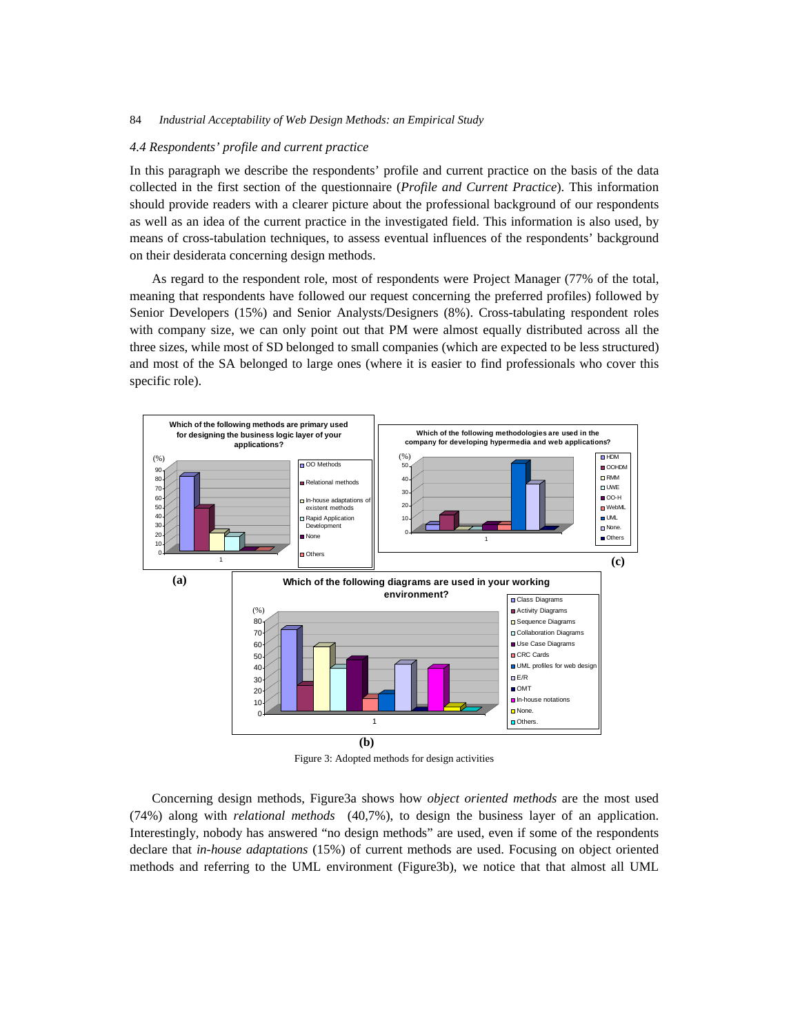### 4.4 Respondents' profile and current practice

In this paragraph we describe the respondents' profile and current practice on the basis of the data collected in the first section of the questionnaire (*Profile and Current Practice*). This information should provide readers with a clearer picture about the professional background of our respondents as well as an idea of the current practice in the investigated field. This information is also used, by means of cross-tabulation techniques, to assess eventual influences of the respondents' background on their desiderata concerning design methods.

As regard to the respondent role, most of respondents were Project Manager (77% of the total, meaning that respondents have followed our request concerning the preferred profiles) followed by Senior Developers (15%) and Senior Analysts/Designers (8%). Cross-tabulating respondent roles with company size, we can only point out that PM were almost equally distributed across all the three sizes, while most of SD belonged to small companies (which are expected to be less structured) and most of the SA belonged to large ones (where it is easier to find professionals who cover this specific role).

Figure 3: Adopted methods for design activities

Concerning design methods, Figure3a shows how *object oriented methods* are the most used (74%) along with *relational methods* (40,7%), to design the business layer of an application. Interestingly, nobody has answered "no design methods" are used, even if some of the respondents declare that *in-house adaptations* (15%) of current methods are used. Focusing on object oriented methods and referring to the UML environment (Figure3b), we notice that that almost all UML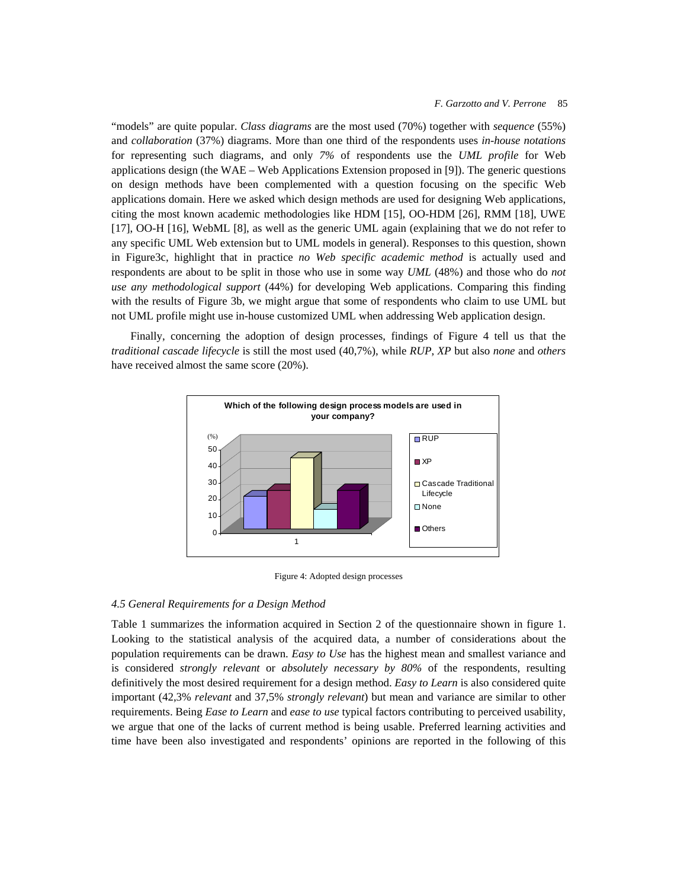"models" are quite popular. *Class diagrams* are the most used (70%) together with *sequence* (55%) and *collaboration* (37%) diagrams. More than one third of the respondents uses *in-house notations* for representing such diagrams, and only *7%* of respondents use the *UML profile* for Web applications design (the WAE – Web Applications Extension proposed in [9]). The generic questions on design methods have been complemented with a question focusing on the specific Web applications domain. Here we asked which design methods are used for designing Web applications, citing the most known academic methodologies like HDM [15], OO-HDM [26], RMM [18], UWE [17], OO-H [16], WebML [8], as well as the generic UML again (explaining that we do not refer to any specific UML Web extension but to UML models in general). Responses to this question, shown in Figure3c, highlight that in practice *no Web specific academic method* is actually used and respondents are about to be split in those who use in some way *UML* (48%) and those who do *not use any methodological support* (44%) for developing Web applications. Comparing this finding with the results of Figure 3b, we might argue that some of respondents who claim to use UML but not UML profile might use in-house customized UML when addressing Web application design.

Finally, concerning the adoption of design processes, findings of Figure 4 tell us that the *traditional cascade lifecycle* is still the most used (40,7%), while *RUP*, *XP* but also *none* and *others* have received almost the same score (20%).

Figure 4: Adopted design processes

### *4.5 General Requirements for a Design Method*

Table 1 summarizes the information acquired in Section 2 of the questionnaire shown in figure 1. Looking to the statistical analysis of the acquired data, a number of considerations about the population requirements can be drawn. *Easy to Use* has the highest mean and smallest variance and is considered *strongly relevant* or *absolutely necessary by 80%* of the respondents, resulting definitively the most desired requirement for a design method. *Easy to Learn* is also considered quite important (42,3% *relevant* and 37,5% *strongly relevant*) but mean and variance are similar to other requirements. Being *Ease to Learn* and *ease to use* typical factors contributing to perceived usability, we argue that one of the lacks of current method is being usable. Preferred learning activities and time have been also investigated and respondents' opinions are reported in the following of this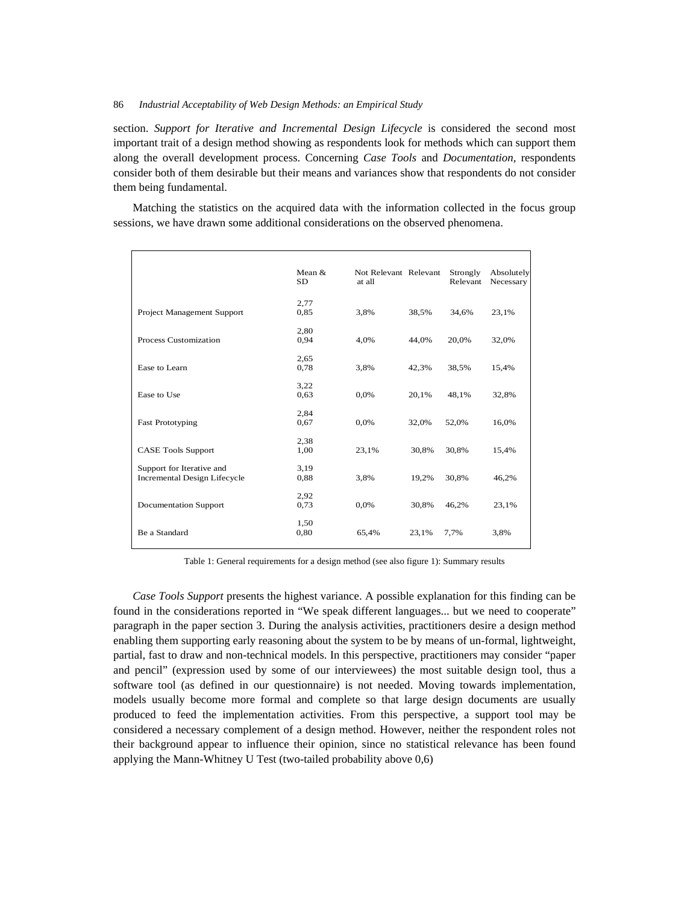section. *Support for Iterative and Incremental Design Lifecycle* is considered the second most important trait of a design method showing as respondents look for methods which can support them along the overall development process. Concerning *Case Tools* and *Documentation,* respondents consider both of them desirable but their means and variances show that respondents do not consider them being fundamental.

Matching the statistics on the acquired data with the information collected in the focus group sessions, we have drawn some additional considerations on the observed phenomena.

| | Mean & SD | Not Relevant at all | Relevant | Strongly Relevant | Absolutely Necessary |
|---|---|---|---|---|---|
| Project Management Support | 2,77 0,85 | 3,8% | 38,5% | 34,6% | 23,1% |
| Process Customization | 2,80 0,94 | 4,0% | 44,0% | 20,0% | 32,0% |
| Ease to Learn | 2,65 0,78 | 3,8% | 42,3% | 38,5% | 15,4% |
| Ease to Use | 3,22 0,63 | 0,0% | 20,1% | 48,1% | 32,8% |
| Fast Prototyping | 2,84 0,67 | 0,0% | 32,0% | 52,0% | 16,0% |
| CASE Tools Support | 2,38 1,00 | 23,1% | 30,8% | 30,8% | 15,4% |
| Support for Iterative and Incremental Design Lifecycle | 3,19 0,88 | 3,8% | 19,2% | 30,8% | 46,2% |
| Documentation Support | 2,92 0,73 | 0,0% | 30,8% | 46,2% | 23,1% |
| Be a Standard | 1,50 0,80 | 65,4% | 23,1% | 7,7% | 3,8% |

Table 1: General requirements for a design method (see also figure 1): Summary results

*Case Tools Support* presents the highest variance. A possible explanation for this finding can be found in the considerations reported in "We speak different languages... but we need to cooperate" paragraph in the paper section 3. During the analysis activities, practitioners desire a design method enabling them supporting early reasoning about the system to be by means of un-formal, lightweight, partial, fast to draw and non-technical models. In this perspective, practitioners may consider "paper and pencil" (expression used by some of our interviewees) the most suitable design tool, thus a software tool (as defined in our questionnaire) is not needed. Moving towards implementation, models usually become more formal and complete so that large design documents are usually produced to feed the implementation activities. From this perspective, a support tool may be considered a necessary complement of a design method. However, neither the respondent roles not their background appear to influence their opinion, since no statistical relevance has been found applying the Mann-Whitney U Test (two-tailed probability above 0,6)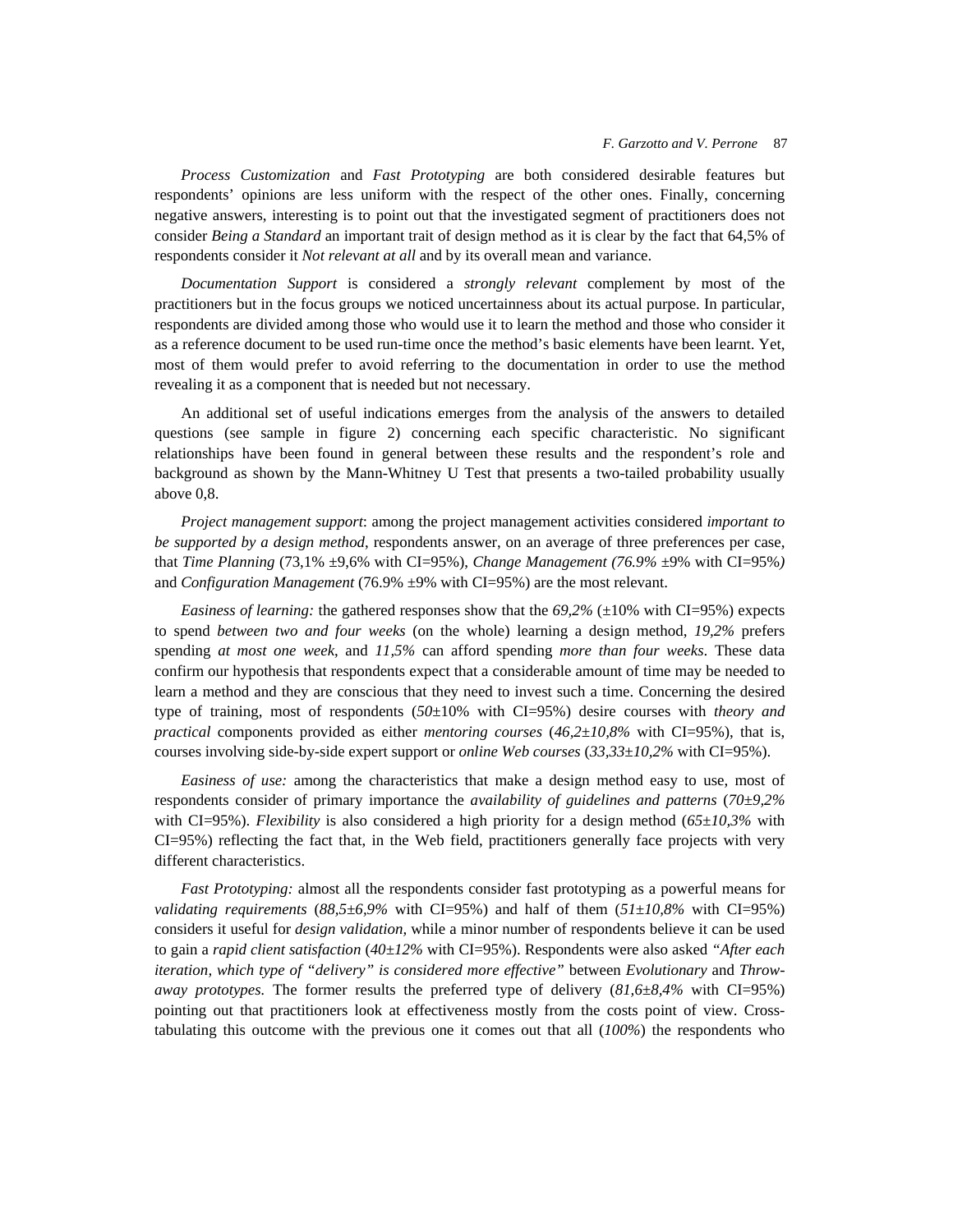*Process Customization* and *Fast Prototyping* are both considered desirable features but respondents' opinions are less uniform with the respect of the other ones. Finally, concerning negative answers, interesting is to point out that the investigated segment of practitioners does not consider *Being a Standard* an important trait of design method as it is clear by the fact that 64,5% of respondents consider it *Not relevant at all* and by its overall mean and variance.

*Documentation Support* is considered a *strongly relevant* complement by most of the practitioners but in the focus groups we noticed uncertainness about its actual purpose. In particular, respondents are divided among those who would use it to learn the method and those who consider it as a reference document to be used run-time once the method's basic elements have been learnt. Yet, most of them would prefer to avoid referring to the documentation in order to use the method revealing it as a component that is needed but not necessary.

An additional set of useful indications emerges from the analysis of the answers to detailed questions (see sample in figure 2) concerning each specific characteristic. No significant relationships have been found in general between these results and the respondent's role and background as shown by the Mann-Whitney U Test that presents a two-tailed probability usually above 0,8.

*Project management support*: among the project management activities considered *important to be supported by a design method*, respondents answer, on an average of three preferences per case, that *Time Planning* (73,1% ±9,6% with CI=95%), *Change Management (76.9%* ±9% with CI=95%*)* and *Configuration Management* (76.9% ±9% with CI=95%) are the most relevant.

*Easiness of learning:* the gathered responses show that the *69,2%* (±10% with CI=95%) expects to spend *between two and four weeks* (on the whole) learning a design method, *19,2%* prefers spending *at most one week*, and *11,5%* can afford spending *more than four weeks*. These data confirm our hypothesis that respondents expect that a considerable amount of time may be needed to learn a method and they are conscious that they need to invest such a time. Concerning the desired type of training, most of respondents (*50*±10% with CI=95%) desire courses with *theory and practical* components provided as either *mentoring courses* (*46,2±10,8%* with CI=95%), that is, courses involving side-by-side expert support or *online Web courses* (*33,33*±*10,2%* with CI=95%).

*Easiness of use:* among the characteristics that make a design method easy to use, most of respondents consider of primary importance the *availability of guidelines and patterns* (*70±9,2%* with CI=95%). *Flexibility* is also considered a high priority for a design method (*65±10,3%* with CI=95%) reflecting the fact that, in the Web field, practitioners generally face projects with very different characteristics.

*Fast Prototyping:* almost all the respondents consider fast prototyping as a powerful means for *validating requirements* (*88,5±6,9%* with CI=95%) and half of them (*51±10,8%* with CI=95%) considers it useful for *design validation,* while a minor number of respondents believe it can be used to gain a *rapid client satisfaction* (*40±12%* with CI=95%). Respondents were also asked *"After each iteration, which type of "delivery" is considered more effective"* between *Evolutionary* and *Throw-away prototypes.* The former results the preferred type of delivery (*81,6±8,4%* with CI=95%) pointing out that practitioners look at effectiveness mostly from the costs point of view. Cross-tabulating this outcome with the previous one it comes out that all (*100%*) the respondents who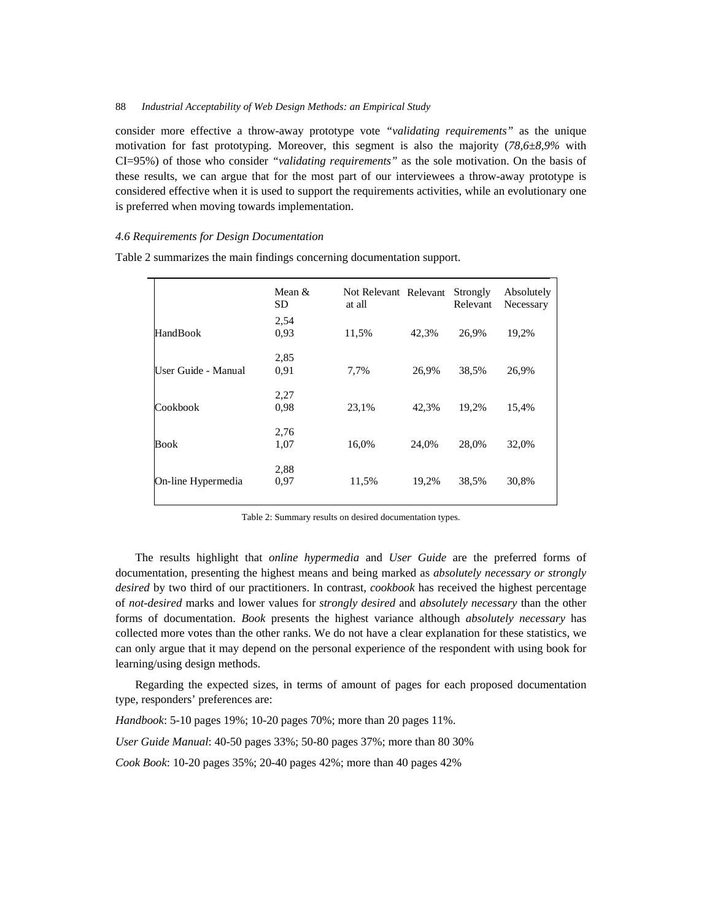consider more effective a throw-away prototype vote *"validating requirements"* as the unique motivation for fast prototyping. Moreover, this segment is also the majority (*78,6±8,9%* with CI=95%) of those who consider *"validating requirements"* as the sole motivation. On the basis of these results, we can argue that for the most part of our interviewees a throw-away prototype is considered effective when it is used to support the requirements activities, while an evolutionary one is preferred when moving towards implementation.

### *4.6 Requirements for Design Documentation*

Table 2 summarizes the main findings concerning documentation support.

| | Mean & SD | Not Relevant at all | Relevant | Strongly Relevant | Absolutely Necessary |
|---|---|---|---|---|---|
| HandBook | 2,54 0,93 | 11,5% | 42,3% | 26,9% | 19,2% |
| User Guide - Manual | 2,85 0,91 | 7,7% | 26,9% | 38,5% | 26,9% |
| Cookbook | 2,27 0,98 | 23,1% | 42,3% | 19,2% | 15,4% |
| Book | 2,76 1,07 | 16,0% | 24,0% | 28,0% | 32,0% |
| On-line Hypermedia | 2,88 0,97 | 11,5% | 19,2% | 38,5% | 30,8% |

Table 2: Summary results on desired documentation types.

The results highlight that *online hypermedia* and *User Guide* are the preferred forms of documentation, presenting the highest means and being marked as *absolutely necessary or strongly desired* by two third of our practitioners. In contrast, *cookbook* has received the highest percentage of *not-desired* marks and lower values for *strongly desired* and *absolutely necessary* than the other forms of documentation. *Book* presents the highest variance although *absolutely necessary* has collected more votes than the other ranks. We do not have a clear explanation for these statistics, we can only argue that it may depend on the personal experience of the respondent with using book for learning/using design methods.

Regarding the expected sizes, in terms of amount of pages for each proposed documentation type, responders' preferences are:

*Handbook*: 5-10 pages 19%; 10-20 pages 70%; more than 20 pages 11%.

*User Guide Manual*: 40-50 pages 33%; 50-80 pages 37%; more than 80 30%

*Cook Book*: 10-20 pages 35%; 20-40 pages 42%; more than 40 pages 42%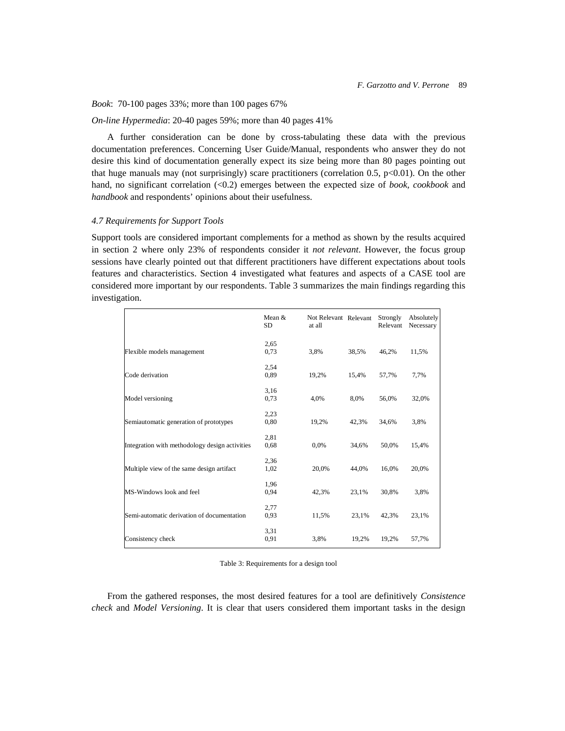*Book*: 70-100 pages 33%; more than 100 pages 67%

*On-line Hypermedia*: 20-40 pages 59%; more than 40 pages 41%

A further consideration can be done by cross-tabulating these data with the previous documentation preferences. Concerning User Guide/Manual, respondents who answer they do not desire this kind of documentation generally expect its size being more than 80 pages pointing out that huge manuals may (not surprisingly) scare practitioners (correlation 0.5, $p<0.01$). On the other hand, no significant correlation ($<0.2$) emerges between the expected size of *book*, *cookbook* and *handbook* and respondents' opinions about their usefulness.

#### *4.7 Requirements for Support Tools*

Support tools are considered important complements for a method as shown by the results acquired in section 2 where only 23% of respondents consider it *not relevant*. However, the focus group sessions have clearly pointed out that different practitioners have different expectations about tools features and characteristics. Section 4 investigated what features and aspects of a CASE tool are considered more important by our respondents. Table 3 summarizes the main findings regarding this investigation.

| | Mean & SD | Not Relevant at all | Relevant | Strongly Relevant | Absolutely Necessary |
|---|---|---|---|---|---|
| Flexible models management | 2,65 0,73 | 3,8% | 38,5% | 46,2% | 11,5% |
| Code derivation | 2,54 0,89 | 19,2% | 15,4% | 57,7% | 7,7% |
| Model versioning | 3,16 0,73 | 4,0% | 8,0% | 56,0% | 32,0% |
| Semiautomatic generation of prototypes | 2,23 0,80 | 19,2% | 42,3% | 34,6% | 3,8% |
| Integration with methodology design activities | 2,81 0,68 | 0,0% | 34,6% | 50,0% | 15,4% |
| Multiple view of the same design artifact | 2,36 1,02 | 20,0% | 44,0% | 16,0% | 20,0% |
| MS-Windows look and feel | 1,96 0,94 | 42,3% | 23,1% | 30,8% | 3,8% |
| Semi-automatic derivation of documentation | 2,77 0,93 | 11,5% | 23,1% | 42,3% | 23,1% |
| Consistency check | 3,31 0,91 | 3,8% | 19,2% | 19,2% | 57,7% |

Table 3: Requirements for a design tool

From the gathered responses, the most desired features for a tool are definitively *Consistence check* and *Model Versioning*. It is clear that users considered them important tasks in the design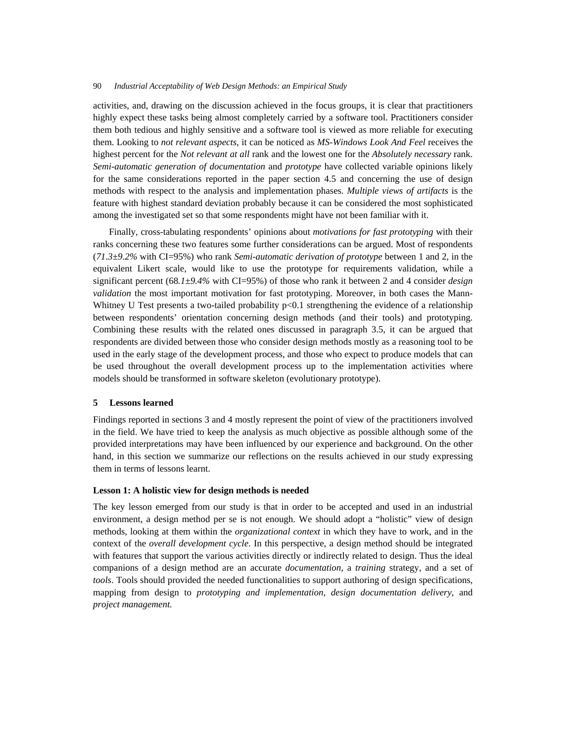activities, and, drawing on the discussion achieved in the focus groups, it is clear that practitioners highly expect these tasks being almost completely carried by a software tool. Practitioners consider them both tedious and highly sensitive and a software tool is viewed as more reliable for executing them. Looking to *not relevant aspects*, it can be noticed as *MS-Windows Look And Feel* receives the highest percent for the *Not relevant at all* rank and the lowest one for the *Absolutely necessary* rank. *Semi-automatic generation of documentation* and *prototype* have collected variable opinions likely for the same considerations reported in the paper section 4.5 and concerning the use of design methods with respect to the analysis and implementation phases. *Multiple views of artifacts* is the feature with highest standard deviation probably because it can be considered the most sophisticated among the investigated set so that some respondents might have not been familiar with it.

Finally, cross-tabulating respondents' opinions about *motivations for fast prototyping* with their ranks concerning these two features some further considerations can be argued. Most of respondents (*71.3±9.2%* with CI=95%) who rank *Semi-automatic derivation of prototype* between 1 and 2, in the equivalent Likert scale, would like to use the prototype for requirements validation, while a significant percent (68*.1±9.4%* with CI=95%) of those who rank it between 2 and 4 consider *design validation* the most important motivation for fast prototyping. Moreover, in both cases the Mann-Whitney U Test presents a two-tailed probability $p<0.1$ strengthening the evidence of a relationship between respondents' orientation concerning design methods (and their tools) and prototyping. Combining these results with the related ones discussed in paragraph 3.5, it can be argued that respondents are divided between those who consider design methods mostly as a reasoning tool to be used in the early stage of the development process, and those who expect to produce models that can be used throughout the overall development process up to the implementation activities where models should be transformed in software skeleton (evolutionary prototype).

## 5 Lessons learned

Findings reported in sections 3 and 4 mostly represent the point of view of the practitioners involved in the field. We have tried to keep the analysis as much objective as possible although some of the provided interpretations may have been influenced by our experience and background. On the other hand, in this section we summarize our reflections on the results achieved in our study expressing them in terms of lessons learnt.

### Lesson 1: A holistic view for design methods is needed

The key lesson emerged from our study is that in order to be accepted and used in an industrial environment, a design method per se is not enough. We should adopt a "holistic" view of design methods, looking at them within the *organizational context* in which they have to work, and in the context of the *overall development cycle*. In this perspective, a design method should be integrated with features that support the various activities directly or indirectly related to design. Thus the ideal companions of a design method are an accurate *documentation*, a *training* strategy, and a set of *tools*. Tools should provided the needed functionalities to support authoring of design specifications, mapping from design to *prototyping and implementation, design documentation delivery,* and *project management.*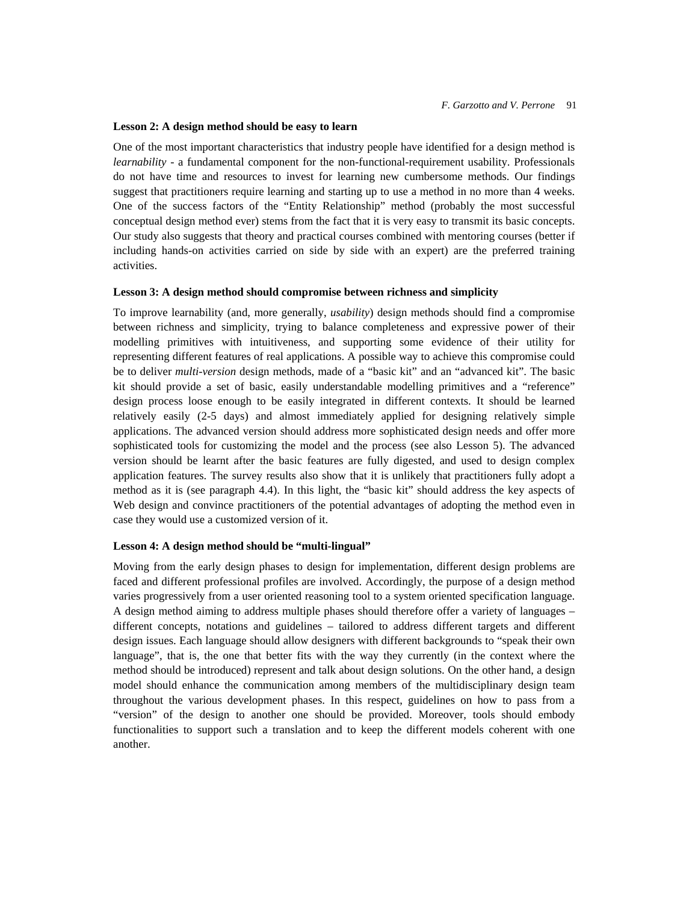**Lesson 2: A design method should be easy to learn**

One of the most important characteristics that industry people have identified for a design method is *learnability* - a fundamental component for the non-functional-requirement usability. Professionals do not have time and resources to invest for learning new cumbersome methods. Our findings suggest that practitioners require learning and starting up to use a method in no more than 4 weeks. One of the success factors of the "Entity Relationship" method (probably the most successful conceptual design method ever) stems from the fact that it is very easy to transmit its basic concepts. Our study also suggests that theory and practical courses combined with mentoring courses (better if including hands-on activities carried on side by side with an expert) are the preferred training activities.

**Lesson 3: A design method should compromise between richness and simplicity**

To improve learnability (and, more generally, *usability*) design methods should find a compromise between richness and simplicity, trying to balance completeness and expressive power of their modelling primitives with intuitiveness, and supporting some evidence of their utility for representing different features of real applications. A possible way to achieve this compromise could be to deliver *multi-version* design methods, made of a "basic kit" and an "advanced kit". The basic kit should provide a set of basic, easily understandable modelling primitives and a "reference" design process loose enough to be easily integrated in different contexts. It should be learned relatively easily (2-5 days) and almost immediately applied for designing relatively simple applications. The advanced version should address more sophisticated design needs and offer more sophisticated tools for customizing the model and the process (see also Lesson 5). The advanced version should be learnt after the basic features are fully digested, and used to design complex application features. The survey results also show that it is unlikely that practitioners fully adopt a method as it is (see paragraph 4.4). In this light, the "basic kit" should address the key aspects of Web design and convince practitioners of the potential advantages of adopting the method even in case they would use a customized version of it.

**Lesson 4: A design method should be "multi-lingual"**

Moving from the early design phases to design for implementation, different design problems are faced and different professional profiles are involved. Accordingly, the purpose of a design method varies progressively from a user oriented reasoning tool to a system oriented specification language. A design method aiming to address multiple phases should therefore offer a variety of languages – different concepts, notations and guidelines – tailored to address different targets and different design issues. Each language should allow designers with different backgrounds to "speak their own language", that is, the one that better fits with the way they currently (in the context where the method should be introduced) represent and talk about design solutions. On the other hand, a design model should enhance the communication among members of the multidisciplinary design team throughout the various development phases. In this respect, guidelines on how to pass from a "version" of the design to another one should be provided. Moreover, tools should embody functionalities to support such a translation and to keep the different models coherent with one another.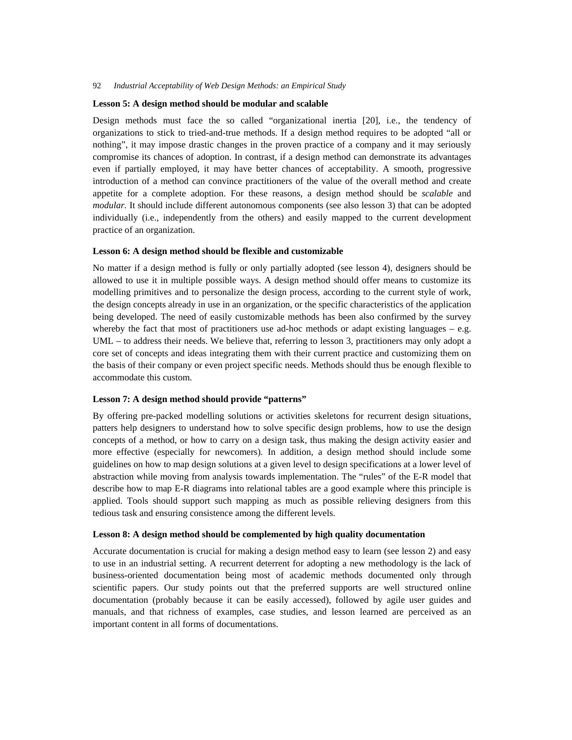**Lesson 5: A design method should be modular and scalable**

Design methods must face the so called "organizational inertia [20], i.e., the tendency of organizations to stick to tried-and-true methods. If a design method requires to be adopted "all or nothing", it may impose drastic changes in the proven practice of a company and it may seriously compromise its chances of adoption. In contrast, if a design method can demonstrate its advantages even if partially employed, it may have better chances of acceptability. A smooth, progressive introduction of a method can convince practitioners of the value of the overall method and create appetite for a complete adoption. For these reasons, a design method should be *scalable* and *modular.* It should include different autonomous components (see also lesson 3) that can be adopted individually (i.e., independently from the others) and easily mapped to the current development practice of an organization.

**Lesson 6: A design method should be flexible and customizable**

No matter if a design method is fully or only partially adopted (see lesson 4), designers should be allowed to use it in multiple possible ways. A design method should offer means to customize its modelling primitives and to personalize the design process, according to the current style of work, the design concepts already in use in an organization, or the specific characteristics of the application being developed. The need of easily customizable methods has been also confirmed by the survey whereby the fact that most of practitioners use ad-hoc methods or adapt existing languages – e.g. UML – to address their needs. We believe that, referring to lesson 3, practitioners may only adopt a core set of concepts and ideas integrating them with their current practice and customizing them on the basis of their company or even project specific needs. Methods should thus be enough flexible to accommodate this custom.

**Lesson 7: A design method should provide "patterns"**

By offering pre-packed modelling solutions or activities skeletons for recurrent design situations, patters help designers to understand how to solve specific design problems, how to use the design concepts of a method, or how to carry on a design task, thus making the design activity easier and more effective (especially for newcomers). In addition, a design method should include some guidelines on how to map design solutions at a given level to design specifications at a lower level of abstraction while moving from analysis towards implementation. The "rules" of the E-R model that describe how to map E-R diagrams into relational tables are a good example where this principle is applied. Tools should support such mapping as much as possible relieving designers from this tedious task and ensuring consistence among the different levels.

**Lesson 8: A design method should be complemented by high quality documentation**

Accurate documentation is crucial for making a design method easy to learn (see lesson 2) and easy to use in an industrial setting. A recurrent deterrent for adopting a new methodology is the lack of business-oriented documentation being most of academic methods documented only through scientific papers. Our study points out that the preferred supports are well structured online documentation (probably because it can be easily accessed), followed by agile user guides and manuals, and that richness of examples, case studies, and lesson learned are perceived as an important content in all forms of documentations.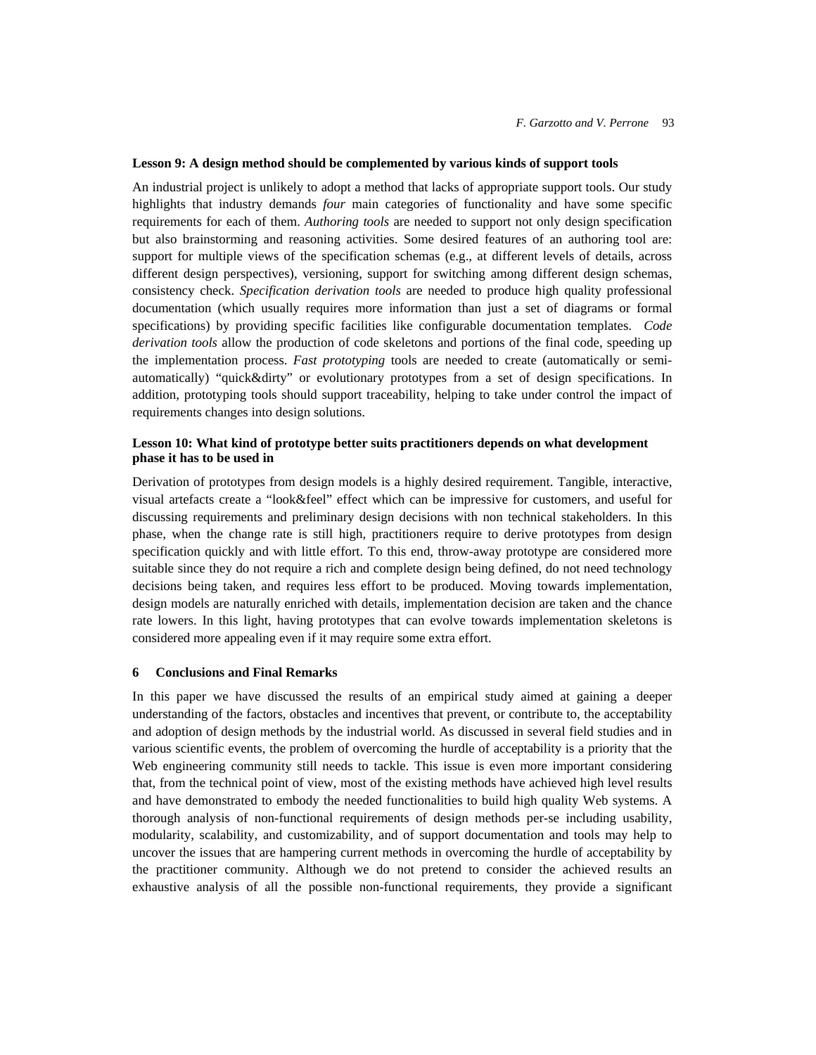**Lesson 9: A design method should be complemented by various kinds of support tools**

An industrial project is unlikely to adopt a method that lacks of appropriate support tools. Our study highlights that industry demands *four* main categories of functionality and have some specific requirements for each of them. *Authoring tools* are needed to support not only design specification but also brainstorming and reasoning activities. Some desired features of an authoring tool are: support for multiple views of the specification schemas (e.g., at different levels of details, across different design perspectives), versioning, support for switching among different design schemas, consistency check. *Specification derivation tools* are needed to produce high quality professional documentation (which usually requires more information than just a set of diagrams or formal specifications) by providing specific facilities like configurable documentation templates. *Code derivation tools* allow the production of code skeletons and portions of the final code, speeding up the implementation process. *Fast prototyping* tools are needed to create (automatically or semi-automatically) "quick&dirty" or evolutionary prototypes from a set of design specifications. In addition, prototyping tools should support traceability, helping to take under control the impact of requirements changes into design solutions.

**Lesson 10: What kind of prototype better suits practitioners depends on what development phase it has to be used in**

Derivation of prototypes from design models is a highly desired requirement. Tangible, interactive, visual artefacts create a "look&feel" effect which can be impressive for customers, and useful for discussing requirements and preliminary design decisions with non technical stakeholders. In this phase, when the change rate is still high, practitioners require to derive prototypes from design specification quickly and with little effort. To this end, throw-away prototype are considered more suitable since they do not require a rich and complete design being defined, do not need technology decisions being taken, and requires less effort to be produced. Moving towards implementation, design models are naturally enriched with details, implementation decision are taken and the chance rate lowers. In this light, having prototypes that can evolve towards implementation skeletons is considered more appealing even if it may require some extra effort.

## 6 Conclusions and Final Remarks

In this paper we have discussed the results of an empirical study aimed at gaining a deeper understanding of the factors, obstacles and incentives that prevent, or contribute to, the acceptability and adoption of design methods by the industrial world. As discussed in several field studies and in various scientific events, the problem of overcoming the hurdle of acceptability is a priority that the Web engineering community still needs to tackle. This issue is even more important considering that, from the technical point of view, most of the existing methods have achieved high level results and have demonstrated to embody the needed functionalities to build high quality Web systems. A thorough analysis of non-functional requirements of design methods per-se including usability, modularity, scalability, and customizability, and of support documentation and tools may help to uncover the issues that are hampering current methods in overcoming the hurdle of acceptability by the practitioner community. Although we do not pretend to consider the achieved results an exhaustive analysis of all the possible non-functional requirements, they provide a significant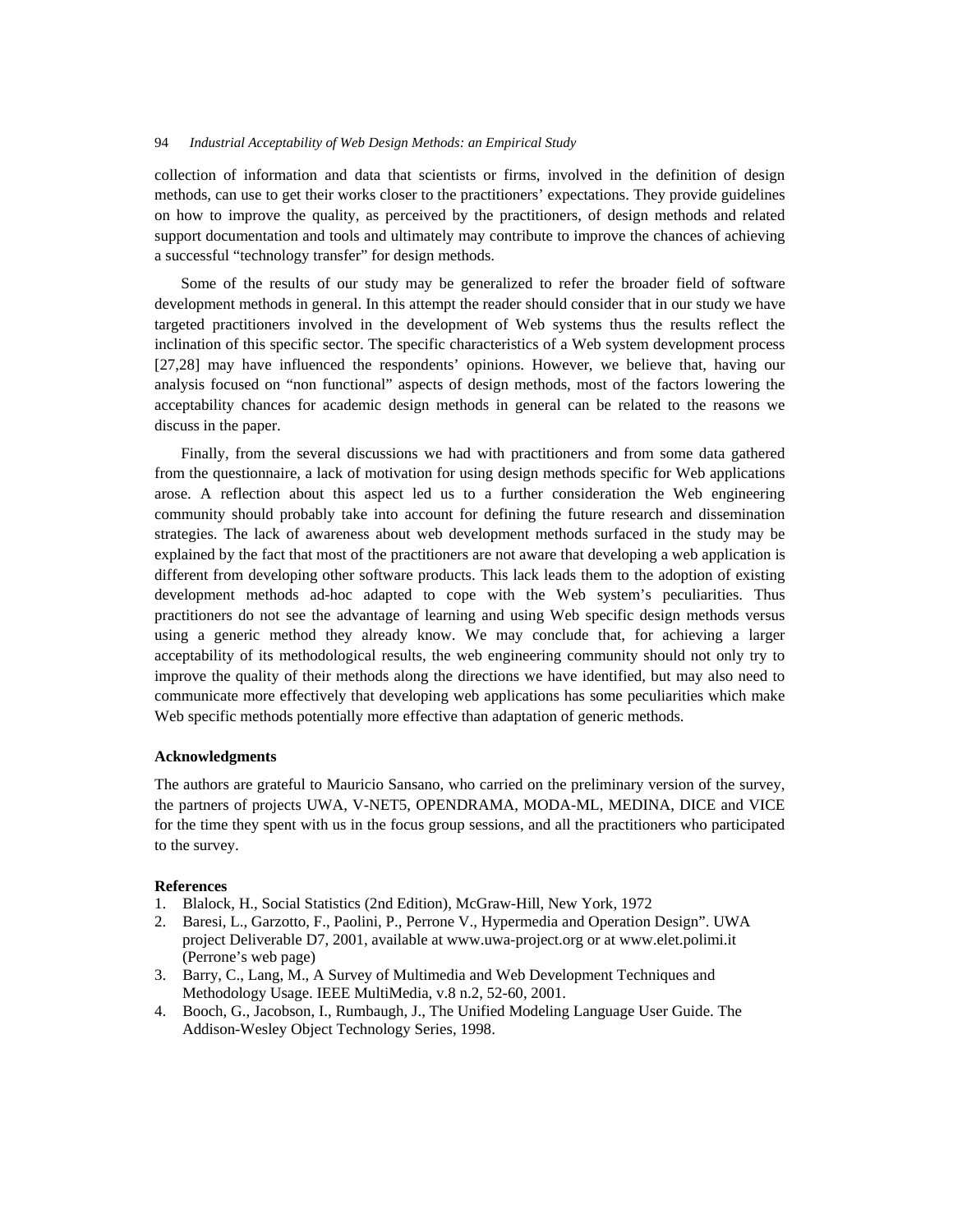collection of information and data that scientists or firms, involved in the definition of design methods, can use to get their works closer to the practitioners' expectations. They provide guidelines on how to improve the quality, as perceived by the practitioners, of design methods and related support documentation and tools and ultimately may contribute to improve the chances of achieving a successful "technology transfer" for design methods.

Some of the results of our study may be generalized to refer the broader field of software development methods in general. In this attempt the reader should consider that in our study we have targeted practitioners involved in the development of Web systems thus the results reflect the inclination of this specific sector. The specific characteristics of a Web system development process [27,28] may have influenced the respondents' opinions. However, we believe that, having our analysis focused on "non functional" aspects of design methods, most of the factors lowering the acceptability chances for academic design methods in general can be related to the reasons we discuss in the paper.

Finally, from the several discussions we had with practitioners and from some data gathered from the questionnaire, a lack of motivation for using design methods specific for Web applications arose. A reflection about this aspect led us to a further consideration the Web engineering community should probably take into account for defining the future research and dissemination strategies. The lack of awareness about web development methods surfaced in the study may be explained by the fact that most of the practitioners are not aware that developing a web application is different from developing other software products. This lack leads them to the adoption of existing development methods ad-hoc adapted to cope with the Web system's peculiarities. Thus practitioners do not see the advantage of learning and using Web specific design methods versus using a generic method they already know. We may conclude that, for achieving a larger acceptability of its methodological results, the web engineering community should not only try to improve the quality of their methods along the directions we have identified, but may also need to communicate more effectively that developing web applications has some peculiarities which make Web specific methods potentially more effective than adaptation of generic methods.

### Acknowledgments

The authors are grateful to Mauricio Sansano, who carried on the preliminary version of the survey, the partners of projects UWA, V-NET5, OPENDRAMA, MODA-ML, MEDINA, DICE and VICE for the time they spent with us in the focus group sessions, and all the practitioners who participated to the survey.

### References

1. Blalock, H., Social Statistics (2nd Edition), McGraw-Hill, New York, 1972
2. Baresi, L., Garzotto, F., Paolini, P., Perrone V., Hypermedia and Operation Design". UWA project Deliverable D7, 2001, available at www.uwa-project.org or at www.elet.polimi.it (Perrone's web page)
3. Barry, C., Lang, M., A Survey of Multimedia and Web Development Techniques and Methodology Usage. IEEE MultiMedia, v.8 n.2, 52-60, 2001.
4. Booch, G., Jacobson, I., Rumbaugh, J., The Unified Modeling Language User Guide. The Addison-Wesley Object Technology Series, 1998.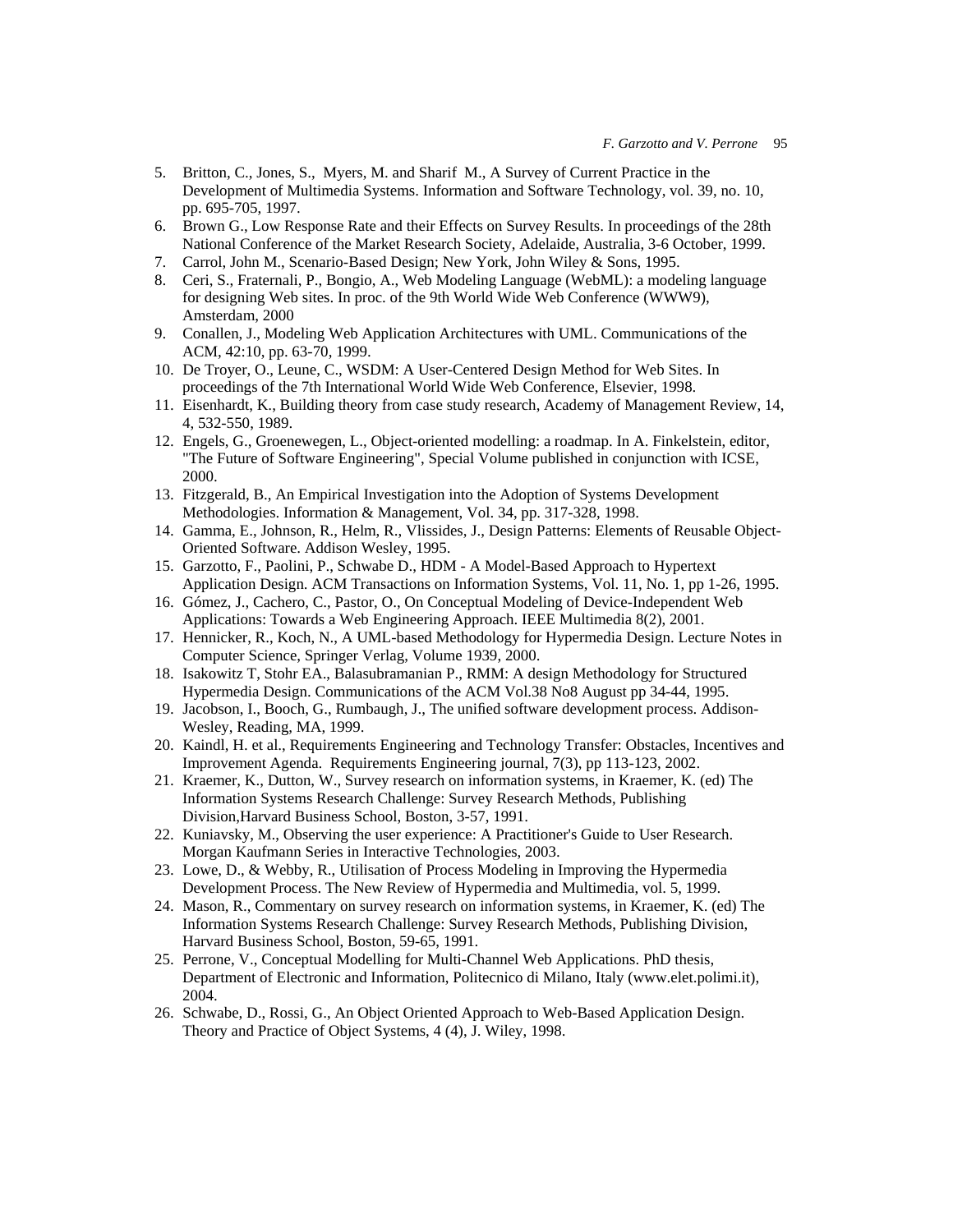5. Britton, C., Jones, S., Myers, M. and Sharif M., A Survey of Current Practice in the Development of Multimedia Systems. Information and Software Technology, vol. 39, no. 10, pp. 695-705, 1997.
6. Brown G., Low Response Rate and their Effects on Survey Results. In proceedings of the 28th National Conference of the Market Research Society, Adelaide, Australia, 3-6 October, 1999.
7. Carrol, John M., Scenario-Based Design; New York, John Wiley & Sons, 1995.
8. Ceri, S., Fraternali, P., Bongio, A., Web Modeling Language (WebML): a modeling language for designing Web sites. In proc. of the 9th World Wide Web Conference (WWW9), Amsterdam, 2000
9. Conallen, J., Modeling Web Application Architectures with UML. Communications of the ACM, 42:10, pp. 63-70, 1999.
10. De Troyer, O., Leune, C., WSDM: A User-Centered Design Method for Web Sites. In proceedings of the 7th International World Wide Web Conference, Elsevier, 1998.
11. Eisenhardt, K., Building theory from case study research, Academy of Management Review, 14, 4, 532-550, 1989.
12. Engels, G., Groenewegen, L., Object-oriented modelling: a roadmap. In A. Finkelstein, editor, "The Future of Software Engineering", Special Volume published in conjunction with ICSE, 2000.
13. Fitzgerald, B., An Empirical Investigation into the Adoption of Systems Development Methodologies. Information & Management, Vol. 34, pp. 317-328, 1998.
14. Gamma, E., Johnson, R., Helm, R., Vlissides, J., Design Patterns: Elements of Reusable Object-Oriented Software. Addison Wesley, 1995.
15. Garzotto, F., Paolini, P., Schwabe D., HDM - A Model-Based Approach to Hypertext Application Design. ACM Transactions on Information Systems, Vol. 11, No. 1, pp 1-26, 1995.
16. Gómez, J., Cachero, C., Pastor, O., On Conceptual Modeling of Device-Independent Web Applications: Towards a Web Engineering Approach. IEEE Multimedia 8(2), 2001.
17. Hennicker, R., Koch, N., A UML-based Methodology for Hypermedia Design. Lecture Notes in Computer Science, Springer Verlag, Volume 1939, 2000.
18. Isakowitz T, Stohr EA., Balasubramanian P., RMM: A design Methodology for Structured Hypermedia Design. Communications of the ACM Vol.38 No8 August pp 34-44, 1995.
19. Jacobson, I., Booch, G., Rumbaugh, J., The unified software development process. Addison-Wesley, Reading, MA, 1999.
20. Kaindl, H. et al., Requirements Engineering and Technology Transfer: Obstacles, Incentives and Improvement Agenda. Requirements Engineering journal, 7(3), pp 113-123, 2002.
21. Kraemer, K., Dutton, W., Survey research on information systems, in Kraemer, K. (ed) The Information Systems Research Challenge: Survey Research Methods, Publishing Division,Harvard Business School, Boston, 3-57, 1991.
22. Kuniavsky, M., Observing the user experience: A Practitioner's Guide to User Research. Morgan Kaufmann Series in Interactive Technologies, 2003.
23. Lowe, D., & Webby, R., Utilisation of Process Modeling in Improving the Hypermedia Development Process. The New Review of Hypermedia and Multimedia, vol. 5, 1999.
24. Mason, R., Commentary on survey research on information systems, in Kraemer, K. (ed) The Information Systems Research Challenge: Survey Research Methods, Publishing Division, Harvard Business School, Boston, 59-65, 1991.
25. Perrone, V., Conceptual Modelling for Multi-Channel Web Applications. PhD thesis, Department of Electronic and Information, Politecnico di Milano, Italy (www.elet.polimi.it), 2004.
26. Schwabe, D., Rossi, G., An Object Oriented Approach to Web-Based Application Design. Theory and Practice of Object Systems, 4 (4), J. Wiley, 1998.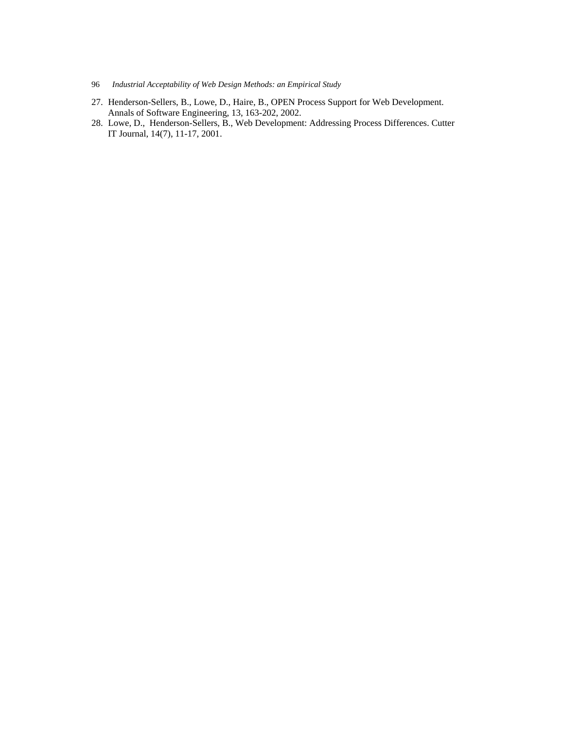27. Henderson-Sellers, B., Lowe, D., Haire, B., OPEN Process Support for Web Development. Annals of Software Engineering, 13, 163-202, 2002.
28. Lowe, D., Henderson-Sellers, B., Web Development: Addressing Process Differences. Cutter IT Journal, 14(7), 11-17, 2001.